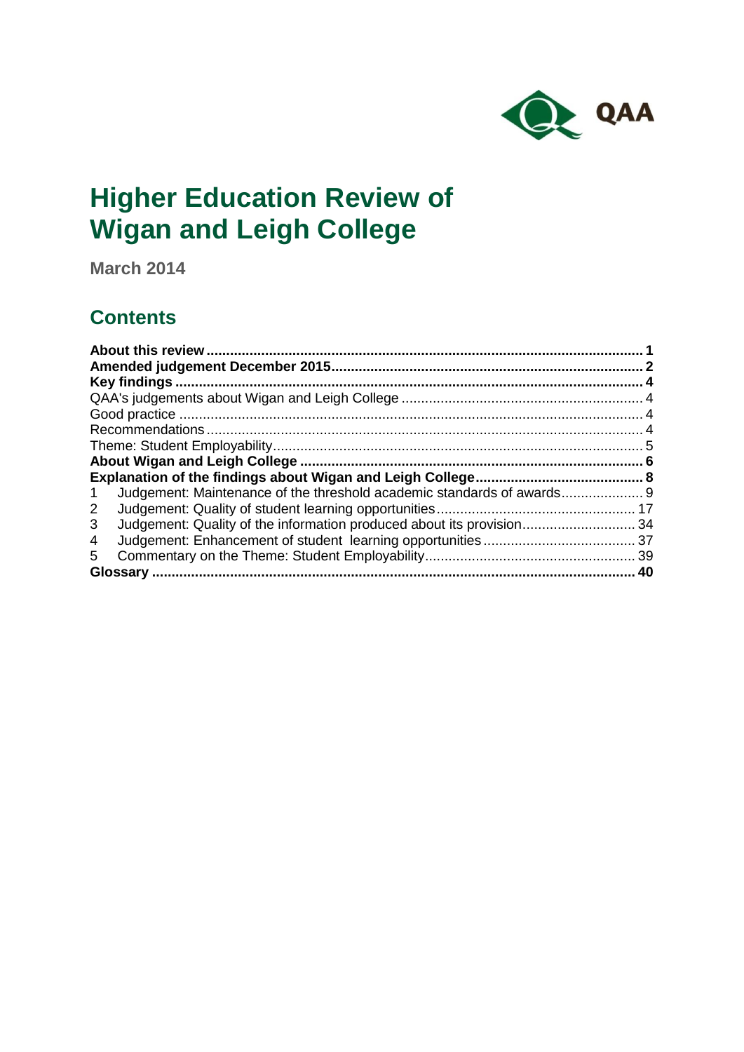# Higher Education Review of Wigan and Leigh College

**March 2014**

## Contents

**About this review** ........................................................................................................ **1**
**Amended judgement December 2015** .......................................................................... **2**
**Key findings** .................................................................................................................. **4**
QAA's judgements about Wigan and Leigh College ........................................................ 4
Good practice .................................................................................................................. 4
Recommendations ........................................................................................................... 4
Theme: Student Employability ......................................................................................... 5
**About Wigan and Leigh College** .................................................................................. **6**
**Explanation of the findings about Wigan and Leigh College** ....................................... **8**
1 Judgement: Maintenance of the threshold academic standards of awards ..................... 9
2 Judgement: Quality of student learning opportunities .................................................. 17
3 Judgement: Quality of the information produced about its provision ............................ 34
4 Judgement: Enhancement of student learning opportunities ....................................... 37
5 Commentary on the Theme: Student Employability ..................................................... 39
**Glossary** ..................................................................................................................... **40**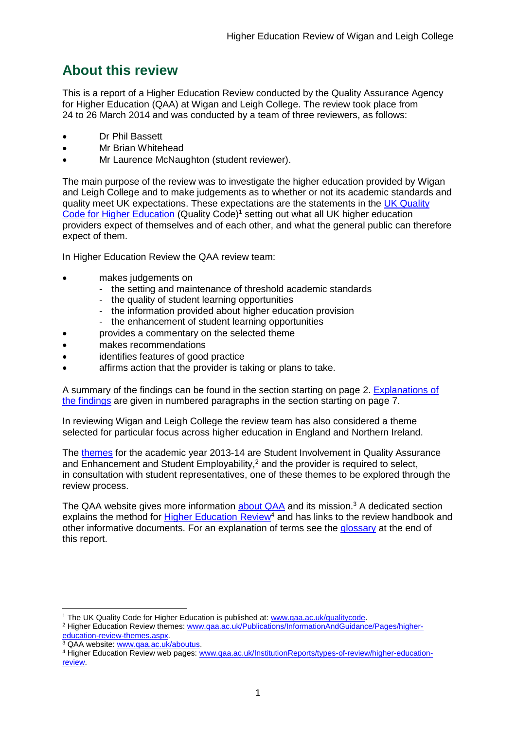## About this review

This is a report of a Higher Education Review conducted by the Quality Assurance Agency for Higher Education (QAA) at Wigan and Leigh College. The review took place from 24 to 26 March 2014 and was conducted by a team of three reviewers, as follows:

- Dr Phil Bassett
- Mr Brian Whitehead
- Mr Laurence McNaughton (student reviewer).

The main purpose of the review was to investigate the higher education provided by Wigan and Leigh College and to make judgements as to whether or not its academic standards and quality meet UK expectations. These expectations are the statements in the UK Quality Code for Higher Education (Quality Code)[1] setting out what all UK higher education providers expect of themselves and of each other, and what the general public can therefore expect of them.

In Higher Education Review the QAA review team:

- makes judgements on
  - the setting and maintenance of threshold academic standards
  - the quality of student learning opportunities
  - the information provided about higher education provision
  - the enhancement of student learning opportunities
- provides a commentary on the selected theme
- makes recommendations
- identifies features of good practice
- affirms action that the provider is taking or plans to take.

A summary of the findings can be found in the section starting on page 2. Explanations of the findings are given in numbered paragraphs in the section starting on page 7.

In reviewing Wigan and Leigh College the review team has also considered a theme selected for particular focus across higher education in England and Northern Ireland.

The themes for the academic year 2013-14 are Student Involvement in Quality Assurance and Enhancement and Student Employability,[2] and the provider is required to select, in consultation with student representatives, one of these themes to be explored through the review process.

The QAA website gives more information about QAA and its mission.[3] A dedicated section explains the method for Higher Education Review[4] and has links to the review handbook and other informative documents. For an explanation of terms see the glossary at the end of this report.

---

[1] The UK Quality Code for Higher Education is published at: www.qaa.ac.uk/qualitycode.
[2] Higher Education Review themes: www.qaa.ac.uk/Publications/InformationAndGuidance/Pages/higher-education-review-themes.aspx.
[3] QAA website: www.qaa.ac.uk/aboutus.
[4] Higher Education Review web pages: www.qaa.ac.uk/InstitutionReports/types-of-review/higher-education-review.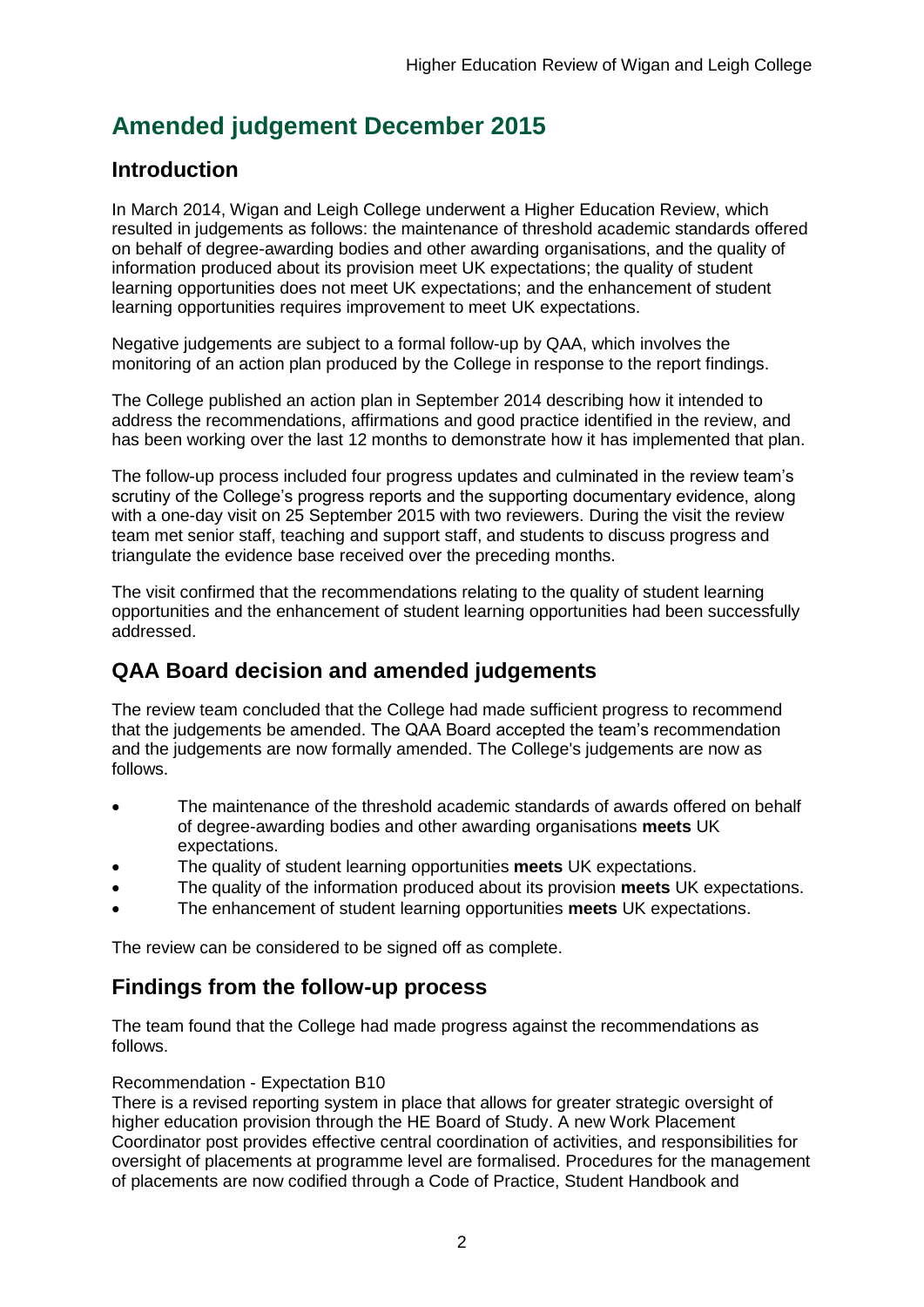# Amended judgement December 2015

## Introduction

In March 2014, Wigan and Leigh College underwent a Higher Education Review, which resulted in judgements as follows: the maintenance of threshold academic standards offered on behalf of degree-awarding bodies and other awarding organisations, and the quality of information produced about its provision meet UK expectations; the quality of student learning opportunities does not meet UK expectations; and the enhancement of student learning opportunities requires improvement to meet UK expectations.

Negative judgements are subject to a formal follow-up by QAA, which involves the monitoring of an action plan produced by the College in response to the report findings.

The College published an action plan in September 2014 describing how it intended to address the recommendations, affirmations and good practice identified in the review, and has been working over the last 12 months to demonstrate how it has implemented that plan.

The follow-up process included four progress updates and culminated in the review team's scrutiny of the College's progress reports and the supporting documentary evidence, along with a one-day visit on 25 September 2015 with two reviewers. During the visit the review team met senior staff, teaching and support staff, and students to discuss progress and triangulate the evidence base received over the preceding months.

The visit confirmed that the recommendations relating to the quality of student learning opportunities and the enhancement of student learning opportunities had been successfully addressed.

## QAA Board decision and amended judgements

The review team concluded that the College had made sufficient progress to recommend that the judgements be amended. The QAA Board accepted the team's recommendation and the judgements are now formally amended. The College's judgements are now as follows.

- The maintenance of the threshold academic standards of awards offered on behalf of degree-awarding bodies and other awarding organisations **meets** UK expectations.
- The quality of student learning opportunities **meets** UK expectations.
- The quality of the information produced about its provision **meets** UK expectations.
- The enhancement of student learning opportunities **meets** UK expectations.

The review can be considered to be signed off as complete.

## Findings from the follow-up process

The team found that the College had made progress against the recommendations as follows.

Recommendation - Expectation B10

There is a revised reporting system in place that allows for greater strategic oversight of higher education provision through the HE Board of Study. A new Work Placement Coordinator post provides effective central coordination of activities, and responsibilities for oversight of placements at programme level are formalised. Procedures for the management of placements are now codified through a Code of Practice, Student Handbook and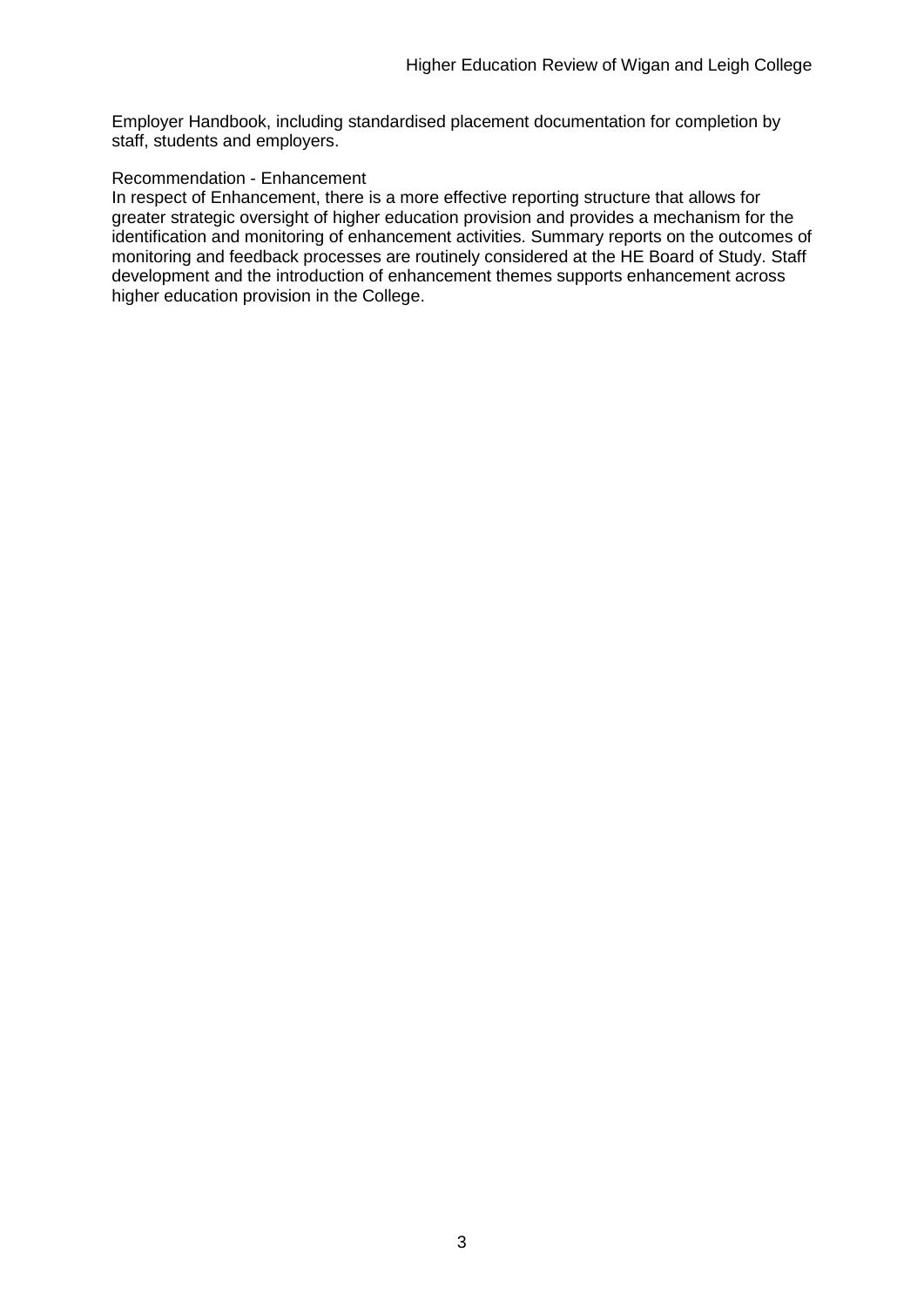Employer Handbook, including standardised placement documentation for completion by staff, students and employers.

Recommendation - Enhancement

In respect of Enhancement, there is a more effective reporting structure that allows for greater strategic oversight of higher education provision and provides a mechanism for the identification and monitoring of enhancement activities. Summary reports on the outcomes of monitoring and feedback processes are routinely considered at the HE Board of Study. Staff development and the introduction of enhancement themes supports enhancement across higher education provision in the College.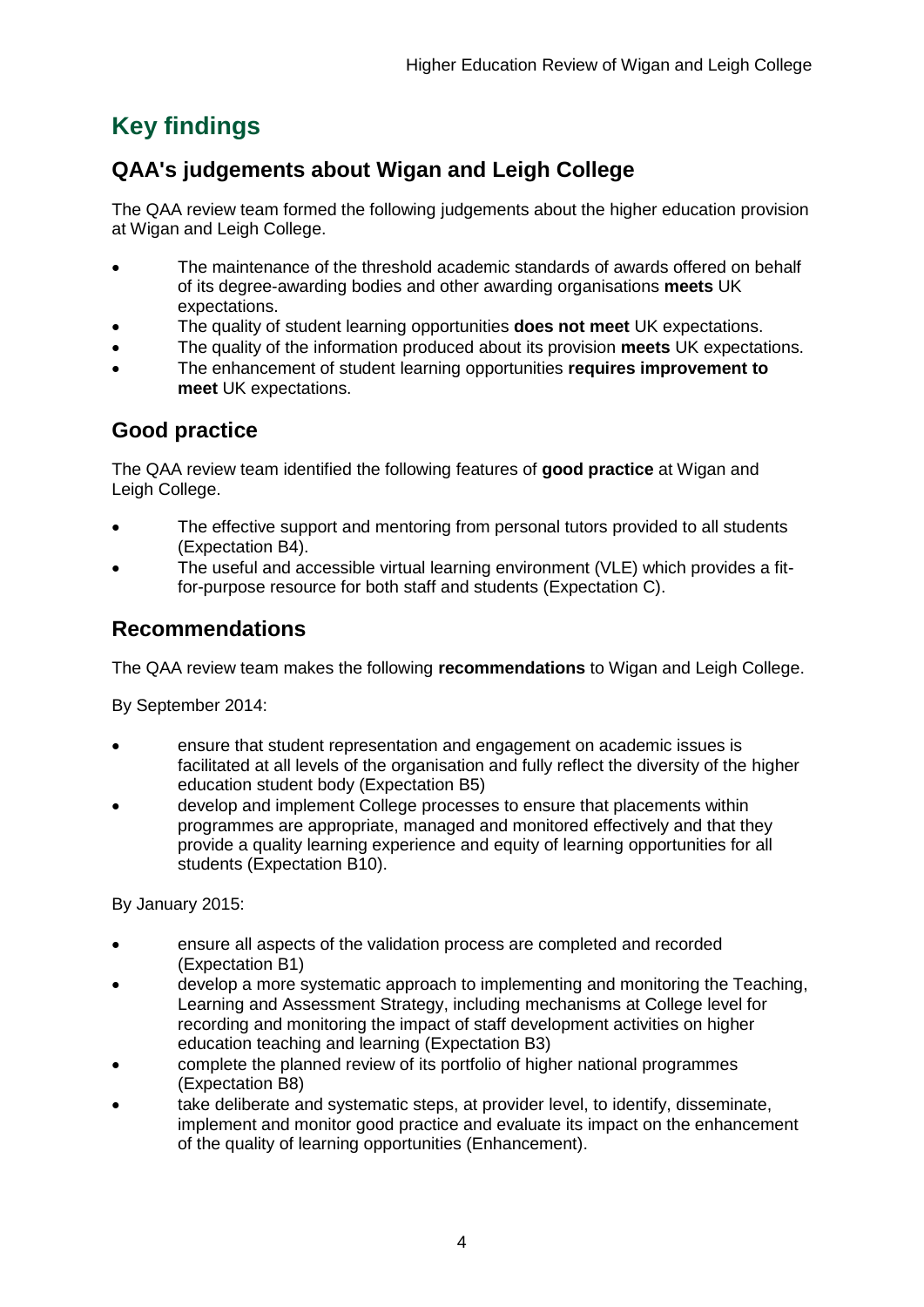## Key findings

### QAA's judgements about Wigan and Leigh College

The QAA review team formed the following judgements about the higher education provision at Wigan and Leigh College.

- The maintenance of the threshold academic standards of awards offered on behalf of its degree-awarding bodies and other awarding organisations **meets** UK expectations.
- The quality of student learning opportunities **does not meet** UK expectations.
- The quality of the information produced about its provision **meets** UK expectations.
- The enhancement of student learning opportunities **requires improvement to meet** UK expectations.

### Good practice

The QAA review team identified the following features of **good practice** at Wigan and Leigh College.

- The effective support and mentoring from personal tutors provided to all students (Expectation B4).
- The useful and accessible virtual learning environment (VLE) which provides a fit-for-purpose resource for both staff and students (Expectation C).

### Recommendations

The QAA review team makes the following **recommendations** to Wigan and Leigh College.

By September 2014:

- ensure that student representation and engagement on academic issues is facilitated at all levels of the organisation and fully reflect the diversity of the higher education student body (Expectation B5)
- develop and implement College processes to ensure that placements within programmes are appropriate, managed and monitored effectively and that they provide a quality learning experience and equity of learning opportunities for all students (Expectation B10).

By January 2015:

- ensure all aspects of the validation process are completed and recorded (Expectation B1)
- develop a more systematic approach to implementing and monitoring the Teaching, Learning and Assessment Strategy, including mechanisms at College level for recording and monitoring the impact of staff development activities on higher education teaching and learning (Expectation B3)
- complete the planned review of its portfolio of higher national programmes (Expectation B8)
- take deliberate and systematic steps, at provider level, to identify, disseminate, implement and monitor good practice and evaluate its impact on the enhancement of the quality of learning opportunities (Enhancement).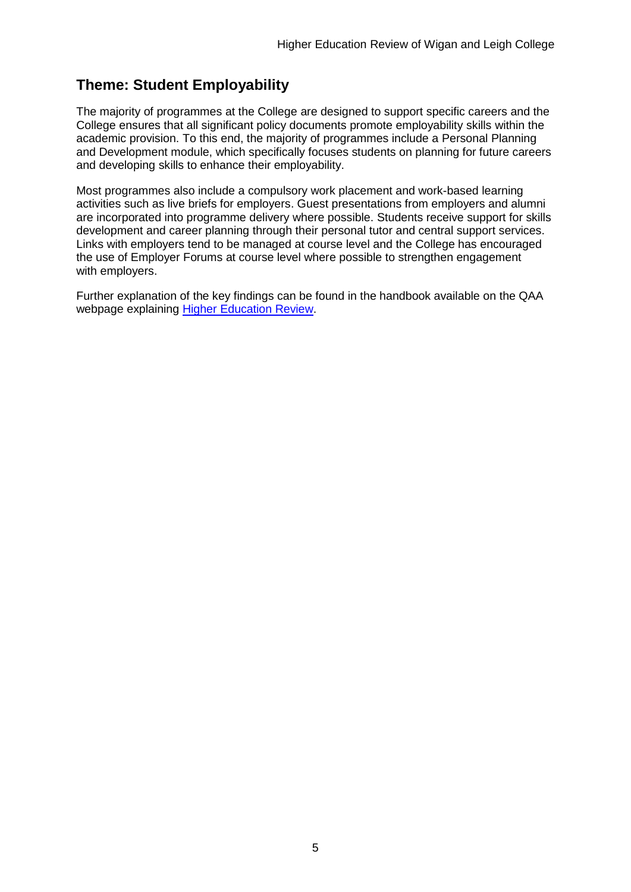## Theme: Student Employability

The majority of programmes at the College are designed to support specific careers and the College ensures that all significant policy documents promote employability skills within the academic provision. To this end, the majority of programmes include a Personal Planning and Development module, which specifically focuses students on planning for future careers and developing skills to enhance their employability.

Most programmes also include a compulsory work placement and work-based learning activities such as live briefs for employers. Guest presentations from employers and alumni are incorporated into programme delivery where possible. Students receive support for skills development and career planning through their personal tutor and central support services. Links with employers tend to be managed at course level and the College has encouraged the use of Employer Forums at course level where possible to strengthen engagement with employers.

Further explanation of the key findings can be found in the handbook available on the QAA webpage explaining Higher Education Review.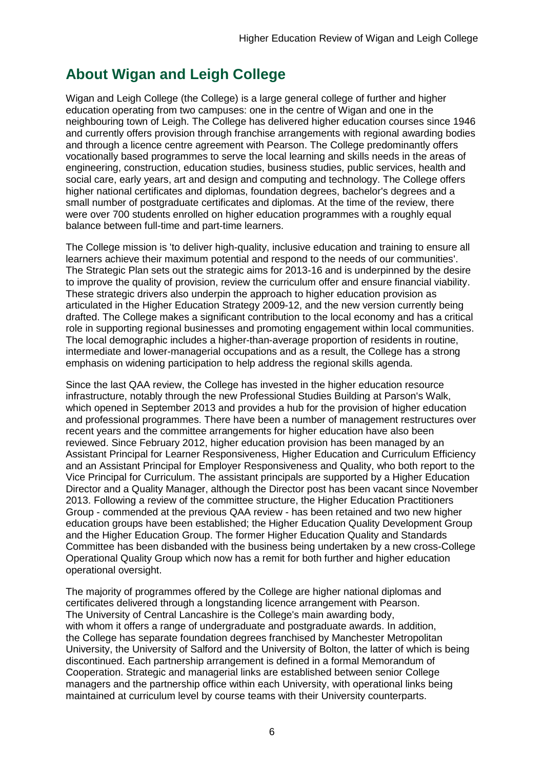## About Wigan and Leigh College

Wigan and Leigh College (the College) is a large general college of further and higher education operating from two campuses: one in the centre of Wigan and one in the neighbouring town of Leigh. The College has delivered higher education courses since 1946 and currently offers provision through franchise arrangements with regional awarding bodies and through a licence centre agreement with Pearson. The College predominantly offers vocationally based programmes to serve the local learning and skills needs in the areas of engineering, construction, education studies, business studies, public services, health and social care, early years, art and design and computing and technology. The College offers higher national certificates and diplomas, foundation degrees, bachelor's degrees and a small number of postgraduate certificates and diplomas. At the time of the review, there were over 700 students enrolled on higher education programmes with a roughly equal balance between full-time and part-time learners.

The College mission is 'to deliver high-quality, inclusive education and training to ensure all learners achieve their maximum potential and respond to the needs of our communities'. The Strategic Plan sets out the strategic aims for 2013-16 and is underpinned by the desire to improve the quality of provision, review the curriculum offer and ensure financial viability. These strategic drivers also underpin the approach to higher education provision as articulated in the Higher Education Strategy 2009-12, and the new version currently being drafted. The College makes a significant contribution to the local economy and has a critical role in supporting regional businesses and promoting engagement within local communities. The local demographic includes a higher-than-average proportion of residents in routine, intermediate and lower-managerial occupations and as a result, the College has a strong emphasis on widening participation to help address the regional skills agenda.

Since the last QAA review, the College has invested in the higher education resource infrastructure, notably through the new Professional Studies Building at Parson's Walk, which opened in September 2013 and provides a hub for the provision of higher education and professional programmes. There have been a number of management restructures over recent years and the committee arrangements for higher education have also been reviewed. Since February 2012, higher education provision has been managed by an Assistant Principal for Learner Responsiveness, Higher Education and Curriculum Efficiency and an Assistant Principal for Employer Responsiveness and Quality, who both report to the Vice Principal for Curriculum. The assistant principals are supported by a Higher Education Director and a Quality Manager, although the Director post has been vacant since November 2013. Following a review of the committee structure, the Higher Education Practitioners Group - commended at the previous QAA review - has been retained and two new higher education groups have been established; the Higher Education Quality Development Group and the Higher Education Group. The former Higher Education Quality and Standards Committee has been disbanded with the business being undertaken by a new cross-College Operational Quality Group which now has a remit for both further and higher education operational oversight.

The majority of programmes offered by the College are higher national diplomas and certificates delivered through a longstanding licence arrangement with Pearson. The University of Central Lancashire is the College's main awarding body, with whom it offers a range of undergraduate and postgraduate awards. In addition, the College has separate foundation degrees franchised by Manchester Metropolitan University, the University of Salford and the University of Bolton, the latter of which is being discontinued. Each partnership arrangement is defined in a formal Memorandum of Cooperation. Strategic and managerial links are established between senior College managers and the partnership office within each University, with operational links being maintained at curriculum level by course teams with their University counterparts.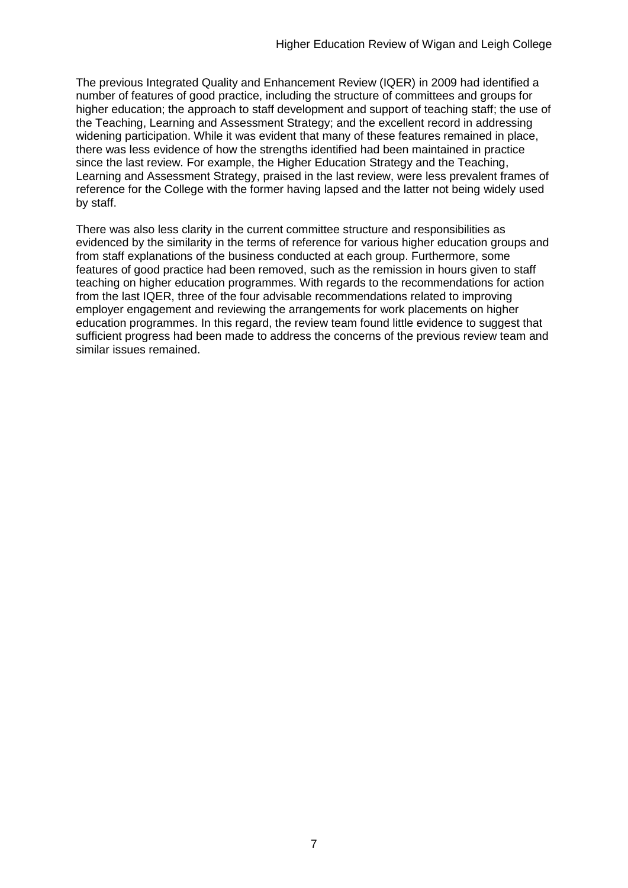The previous Integrated Quality and Enhancement Review (IQER) in 2009 had identified a number of features of good practice, including the structure of committees and groups for higher education; the approach to staff development and support of teaching staff; the use of the Teaching, Learning and Assessment Strategy; and the excellent record in addressing widening participation. While it was evident that many of these features remained in place, there was less evidence of how the strengths identified had been maintained in practice since the last review. For example, the Higher Education Strategy and the Teaching, Learning and Assessment Strategy, praised in the last review, were less prevalent frames of reference for the College with the former having lapsed and the latter not being widely used by staff.

There was also less clarity in the current committee structure and responsibilities as evidenced by the similarity in the terms of reference for various higher education groups and from staff explanations of the business conducted at each group. Furthermore, some features of good practice had been removed, such as the remission in hours given to staff teaching on higher education programmes. With regards to the recommendations for action from the last IQER, three of the four advisable recommendations related to improving employer engagement and reviewing the arrangements for work placements on higher education programmes. In this regard, the review team found little evidence to suggest that sufficient progress had been made to address the concerns of the previous review team and similar issues remained.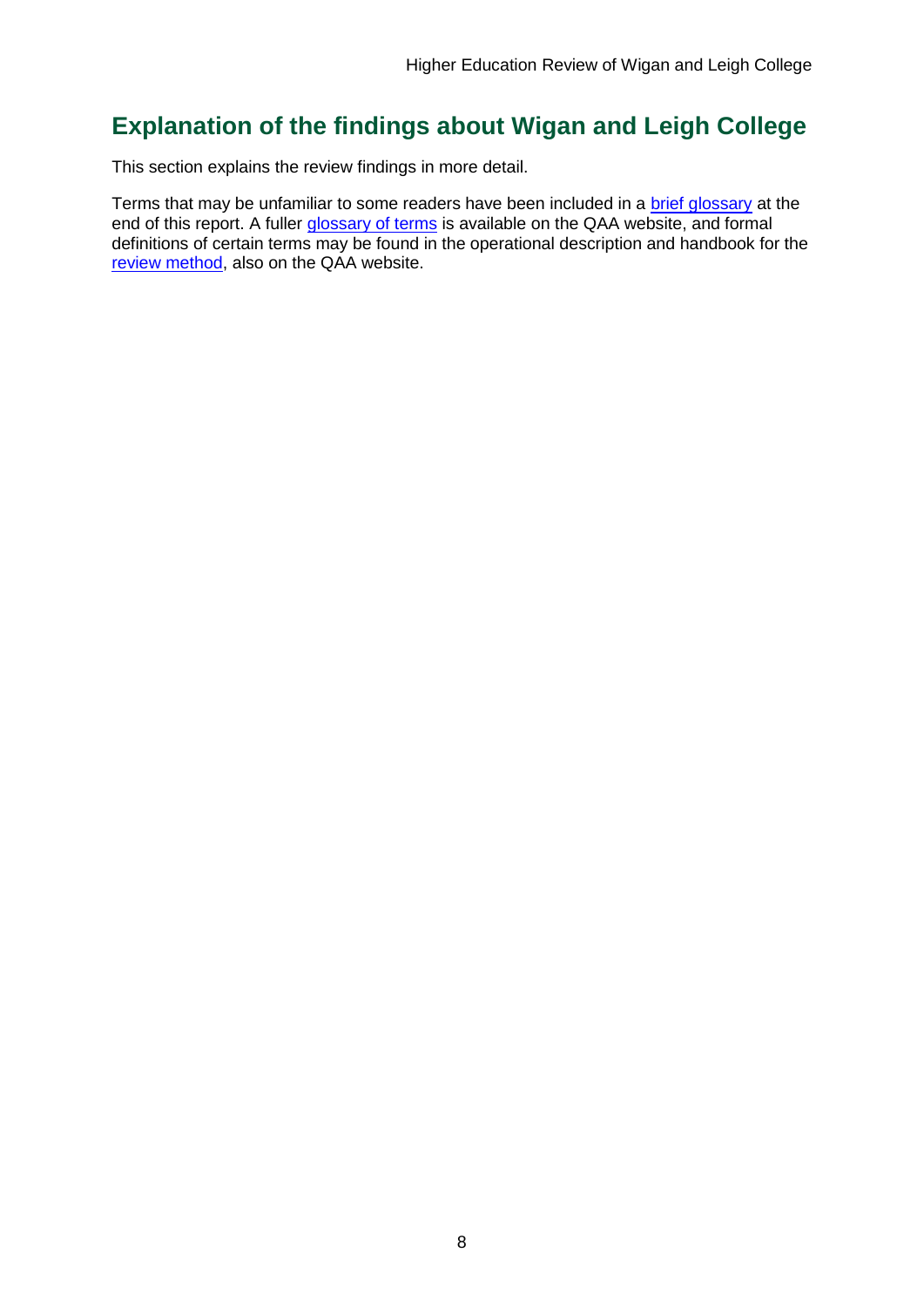## Explanation of the findings about Wigan and Leigh College

This section explains the review findings in more detail.

Terms that may be unfamiliar to some readers have been included in a brief glossary at the end of this report. A fuller glossary of terms is available on the QAA website, and formal definitions of certain terms may be found in the operational description and handbook for the review method, also on the QAA website.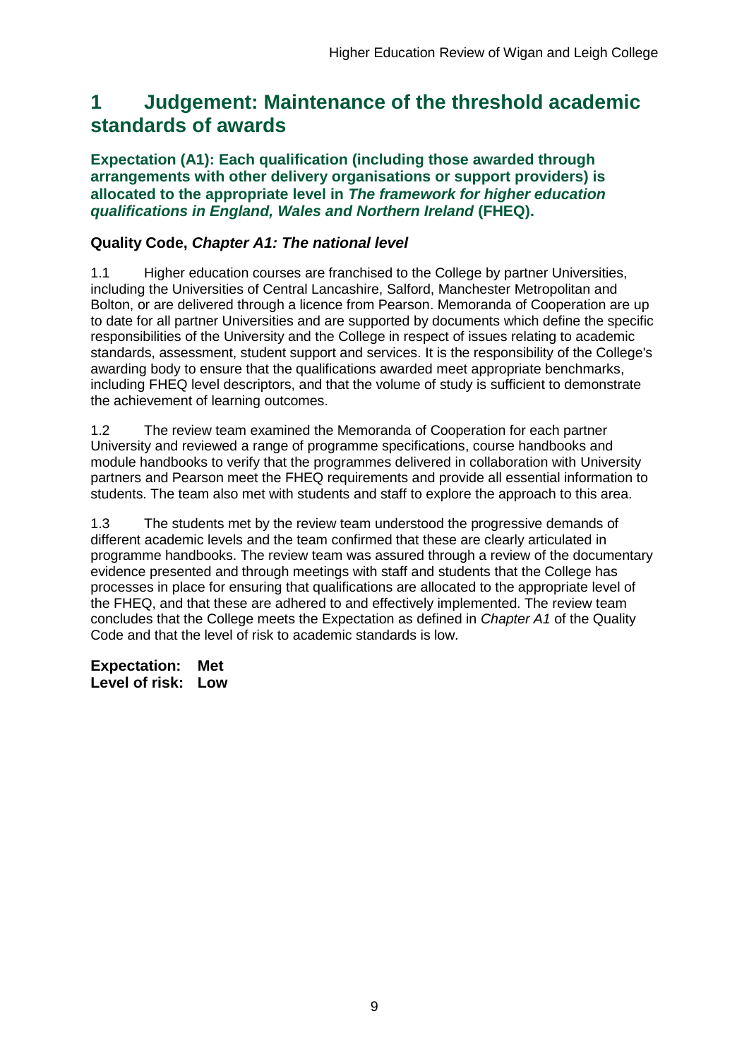# 1 Judgement: Maintenance of the threshold academic standards of awards

**Expectation (A1): Each qualification (including those awarded through arrangements with other delivery organisations or support providers) is allocated to the appropriate level in *The framework for higher education qualifications in England, Wales and Northern Ireland* (FHEQ).**

### Quality Code, *Chapter A1: The national level*

1.1 Higher education courses are franchised to the College by partner Universities, including the Universities of Central Lancashire, Salford, Manchester Metropolitan and Bolton, or are delivered through a licence from Pearson. Memoranda of Cooperation are up to date for all partner Universities and are supported by documents which define the specific responsibilities of the University and the College in respect of issues relating to academic standards, assessment, student support and services. It is the responsibility of the College's awarding body to ensure that the qualifications awarded meet appropriate benchmarks, including FHEQ level descriptors, and that the volume of study is sufficient to demonstrate the achievement of learning outcomes.

1.2 The review team examined the Memoranda of Cooperation for each partner University and reviewed a range of programme specifications, course handbooks and module handbooks to verify that the programmes delivered in collaboration with University partners and Pearson meet the FHEQ requirements and provide all essential information to students. The team also met with students and staff to explore the approach to this area.

1.3 The students met by the review team understood the progressive demands of different academic levels and the team confirmed that these are clearly articulated in programme handbooks. The review team was assured through a review of the documentary evidence presented and through meetings with staff and students that the College has processes in place for ensuring that qualifications are allocated to the appropriate level of the FHEQ, and that these are adhered to and effectively implemented. The review team concludes that the College meets the Expectation as defined in *Chapter A1* of the Quality Code and that the level of risk to academic standards is low.

**Expectation: Met**
**Level of risk: Low**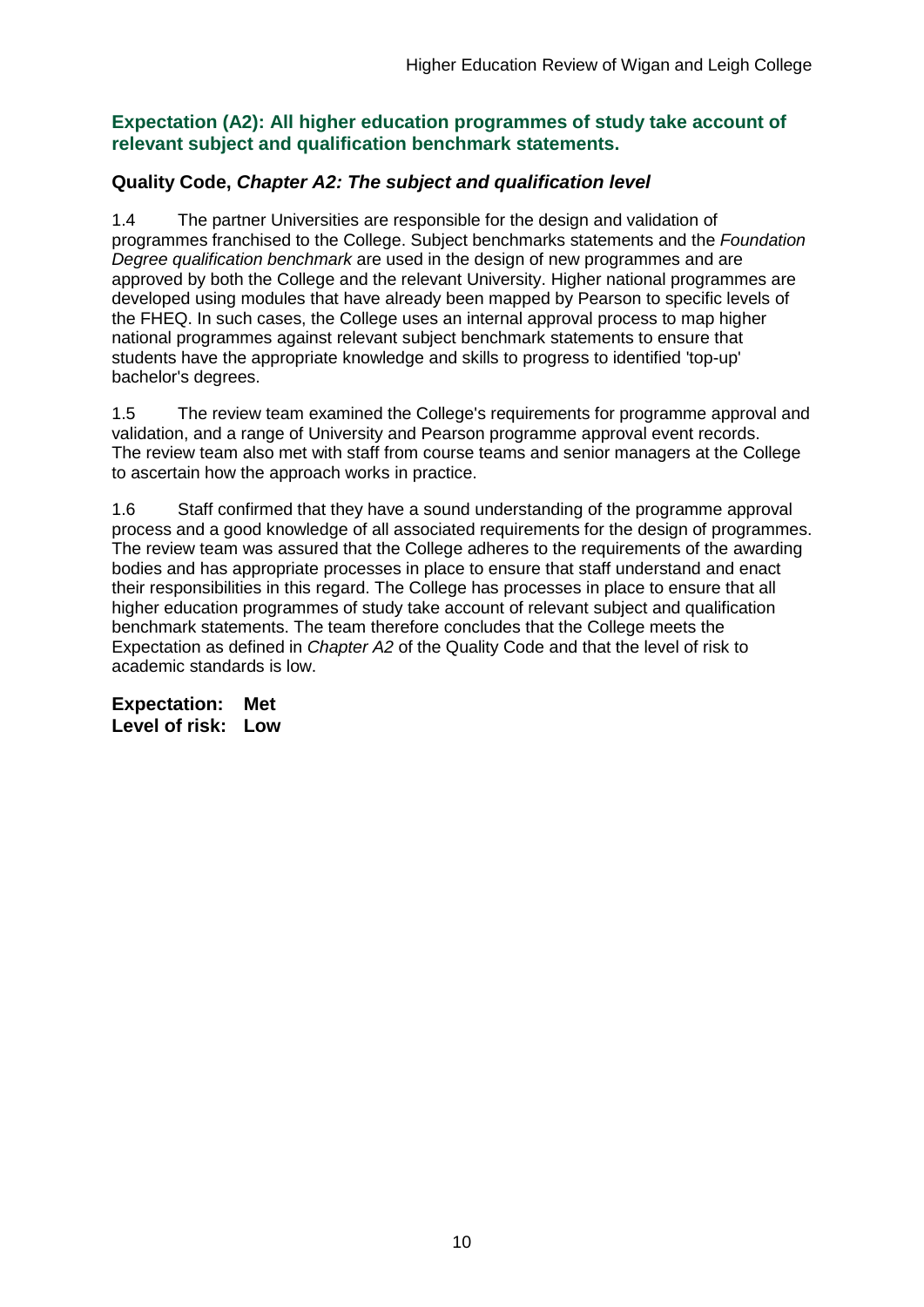### Expectation (A2): All higher education programmes of study take account of relevant subject and qualification benchmark statements.

#### Quality Code, *Chapter A2: The subject and qualification level*

1.4 The partner Universities are responsible for the design and validation of programmes franchised to the College. Subject benchmarks statements and the *Foundation Degree qualification benchmark* are used in the design of new programmes and are approved by both the College and the relevant University. Higher national programmes are developed using modules that have already been mapped by Pearson to specific levels of the FHEQ. In such cases, the College uses an internal approval process to map higher national programmes against relevant subject benchmark statements to ensure that students have the appropriate knowledge and skills to progress to identified 'top-up' bachelor's degrees.

1.5 The review team examined the College's requirements for programme approval and validation, and a range of University and Pearson programme approval event records. The review team also met with staff from course teams and senior managers at the College to ascertain how the approach works in practice.

1.6 Staff confirmed that they have a sound understanding of the programme approval process and a good knowledge of all associated requirements for the design of programmes. The review team was assured that the College adheres to the requirements of the awarding bodies and has appropriate processes in place to ensure that staff understand and enact their responsibilities in this regard. The College has processes in place to ensure that all higher education programmes of study take account of relevant subject and qualification benchmark statements. The team therefore concludes that the College meets the Expectation as defined in *Chapter A2* of the Quality Code and that the level of risk to academic standards is low.

**Expectation: Met**
**Level of risk: Low**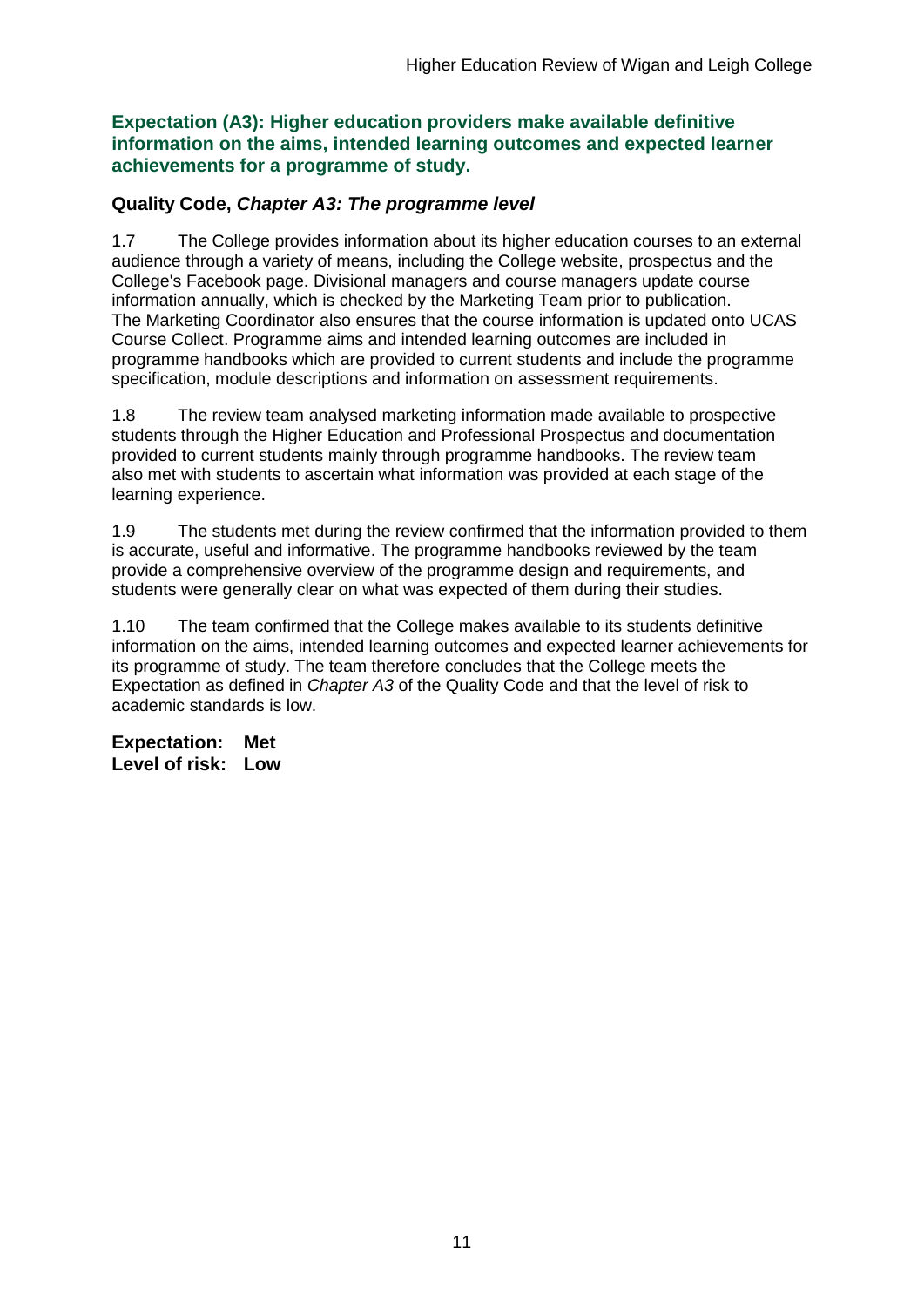### Expectation (A3): Higher education providers make available definitive information on the aims, intended learning outcomes and expected learner achievements for a programme of study.

### Quality Code, *Chapter A3: The programme level*

1.7 The College provides information about its higher education courses to an external audience through a variety of means, including the College website, prospectus and the College's Facebook page. Divisional managers and course managers update course information annually, which is checked by the Marketing Team prior to publication. The Marketing Coordinator also ensures that the course information is updated onto UCAS Course Collect. Programme aims and intended learning outcomes are included in programme handbooks which are provided to current students and include the programme specification, module descriptions and information on assessment requirements.

1.8 The review team analysed marketing information made available to prospective students through the Higher Education and Professional Prospectus and documentation provided to current students mainly through programme handbooks. The review team also met with students to ascertain what information was provided at each stage of the learning experience.

1.9 The students met during the review confirmed that the information provided to them is accurate, useful and informative. The programme handbooks reviewed by the team provide a comprehensive overview of the programme design and requirements, and students were generally clear on what was expected of them during their studies.

1.10 The team confirmed that the College makes available to its students definitive information on the aims, intended learning outcomes and expected learner achievements for its programme of study. The team therefore concludes that the College meets the Expectation as defined in *Chapter A3* of the Quality Code and that the level of risk to academic standards is low.

**Expectation: Met**
**Level of risk: Low**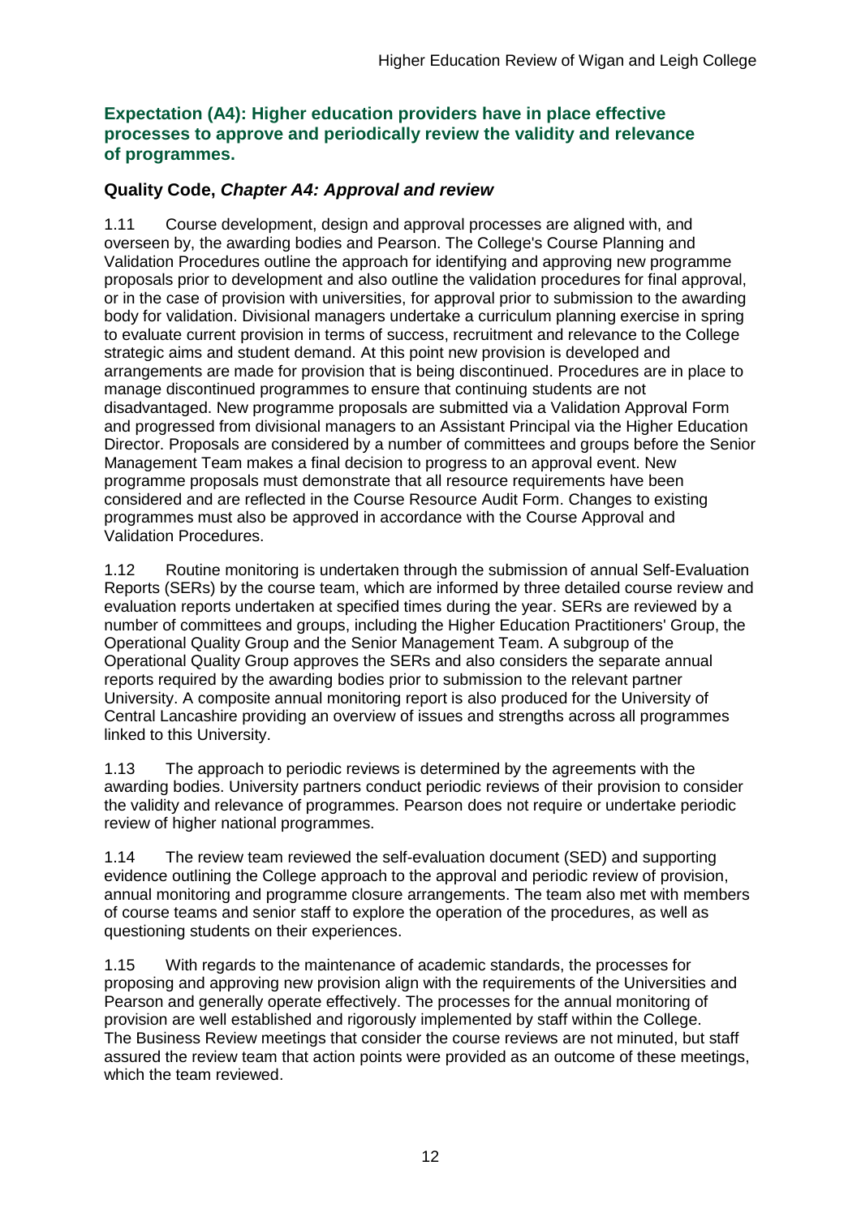### Expectation (A4): Higher education providers have in place effective processes to approve and periodically review the validity and relevance of programmes.

### Quality Code, *Chapter A4: Approval and review*

1.11 Course development, design and approval processes are aligned with, and overseen by, the awarding bodies and Pearson. The College's Course Planning and Validation Procedures outline the approach for identifying and approving new programme proposals prior to development and also outline the validation procedures for final approval, or in the case of provision with universities, for approval prior to submission to the awarding body for validation. Divisional managers undertake a curriculum planning exercise in spring to evaluate current provision in terms of success, recruitment and relevance to the College strategic aims and student demand. At this point new provision is developed and arrangements are made for provision that is being discontinued. Procedures are in place to manage discontinued programmes to ensure that continuing students are not disadvantaged. New programme proposals are submitted via a Validation Approval Form and progressed from divisional managers to an Assistant Principal via the Higher Education Director. Proposals are considered by a number of committees and groups before the Senior Management Team makes a final decision to progress to an approval event. New programme proposals must demonstrate that all resource requirements have been considered and are reflected in the Course Resource Audit Form. Changes to existing programmes must also be approved in accordance with the Course Approval and Validation Procedures.

1.12 Routine monitoring is undertaken through the submission of annual Self-Evaluation Reports (SERs) by the course team, which are informed by three detailed course review and evaluation reports undertaken at specified times during the year. SERs are reviewed by a number of committees and groups, including the Higher Education Practitioners' Group, the Operational Quality Group and the Senior Management Team. A subgroup of the Operational Quality Group approves the SERs and also considers the separate annual reports required by the awarding bodies prior to submission to the relevant partner University. A composite annual monitoring report is also produced for the University of Central Lancashire providing an overview of issues and strengths across all programmes linked to this University.

1.13 The approach to periodic reviews is determined by the agreements with the awarding bodies. University partners conduct periodic reviews of their provision to consider the validity and relevance of programmes. Pearson does not require or undertake periodic review of higher national programmes.

1.14 The review team reviewed the self-evaluation document (SED) and supporting evidence outlining the College approach to the approval and periodic review of provision, annual monitoring and programme closure arrangements. The team also met with members of course teams and senior staff to explore the operation of the procedures, as well as questioning students on their experiences.

1.15 With regards to the maintenance of academic standards, the processes for proposing and approving new provision align with the requirements of the Universities and Pearson and generally operate effectively. The processes for the annual monitoring of provision are well established and rigorously implemented by staff within the College. The Business Review meetings that consider the course reviews are not minuted, but staff assured the review team that action points were provided as an outcome of these meetings, which the team reviewed.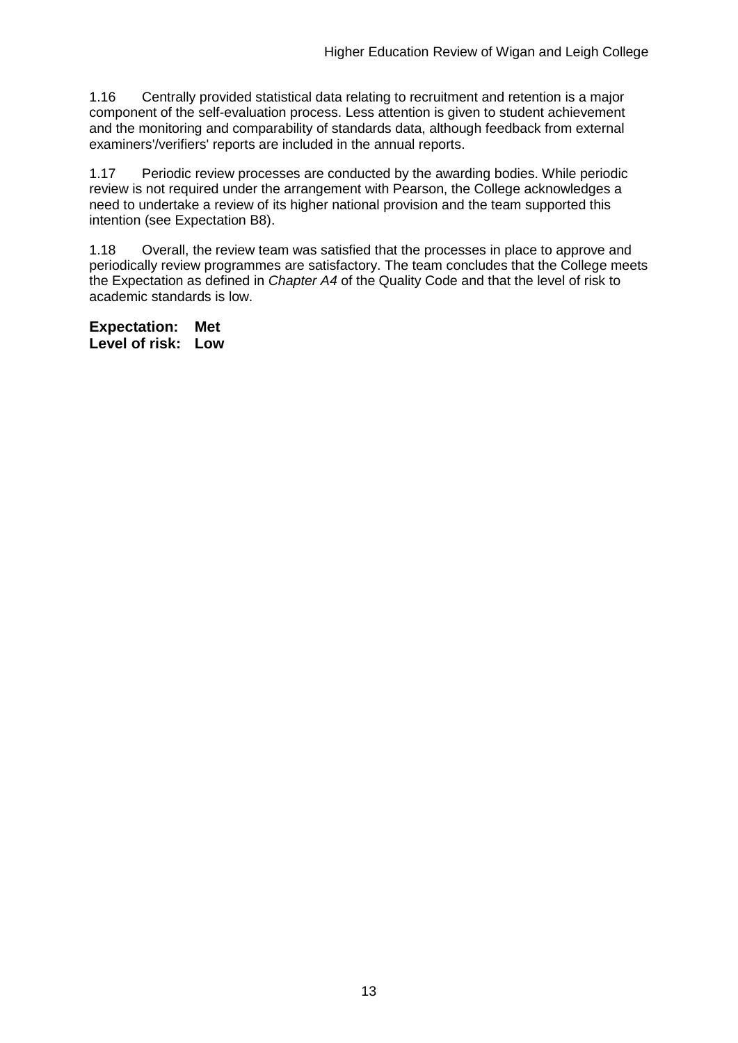1.16 Centrally provided statistical data relating to recruitment and retention is a major component of the self-evaluation process. Less attention is given to student achievement and the monitoring and comparability of standards data, although feedback from external examiners'/verifiers' reports are included in the annual reports.

1.17 Periodic review processes are conducted by the awarding bodies. While periodic review is not required under the arrangement with Pearson, the College acknowledges a need to undertake a review of its higher national provision and the team supported this intention (see Expectation B8).

1.18 Overall, the review team was satisfied that the processes in place to approve and periodically review programmes are satisfactory. The team concludes that the College meets the Expectation as defined in *Chapter A4* of the Quality Code and that the level of risk to academic standards is low.

**Expectation: Met**
**Level of risk: Low**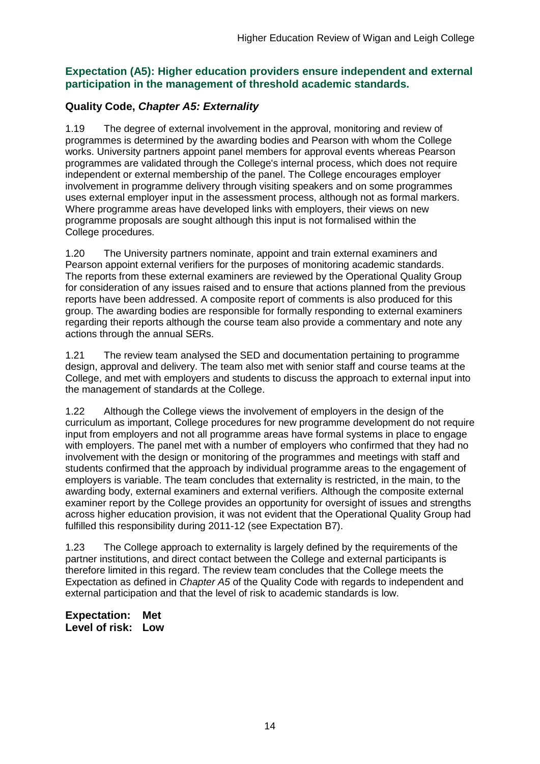## Expectation (A5): Higher education providers ensure independent and external participation in the management of threshold academic standards.

### Quality Code, *Chapter A5: Externality*

1.19 The degree of external involvement in the approval, monitoring and review of programmes is determined by the awarding bodies and Pearson with whom the College works. University partners appoint panel members for approval events whereas Pearson programmes are validated through the College's internal process, which does not require independent or external membership of the panel. The College encourages employer involvement in programme delivery through visiting speakers and on some programmes uses external employer input in the assessment process, although not as formal markers. Where programme areas have developed links with employers, their views on new programme proposals are sought although this input is not formalised within the College procedures.

1.20 The University partners nominate, appoint and train external examiners and Pearson appoint external verifiers for the purposes of monitoring academic standards. The reports from these external examiners are reviewed by the Operational Quality Group for consideration of any issues raised and to ensure that actions planned from the previous reports have been addressed. A composite report of comments is also produced for this group. The awarding bodies are responsible for formally responding to external examiners regarding their reports although the course team also provide a commentary and note any actions through the annual SERs.

1.21 The review team analysed the SED and documentation pertaining to programme design, approval and delivery. The team also met with senior staff and course teams at the College, and met with employers and students to discuss the approach to external input into the management of standards at the College.

1.22 Although the College views the involvement of employers in the design of the curriculum as important, College procedures for new programme development do not require input from employers and not all programme areas have formal systems in place to engage with employers. The panel met with a number of employers who confirmed that they had no involvement with the design or monitoring of the programmes and meetings with staff and students confirmed that the approach by individual programme areas to the engagement of employers is variable. The team concludes that externality is restricted, in the main, to the awarding body, external examiners and external verifiers. Although the composite external examiner report by the College provides an opportunity for oversight of issues and strengths across higher education provision, it was not evident that the Operational Quality Group had fulfilled this responsibility during 2011-12 (see Expectation B7).

1.23 The College approach to externality is largely defined by the requirements of the partner institutions, and direct contact between the College and external participants is therefore limited in this regard. The review team concludes that the College meets the Expectation as defined in *Chapter A5* of the Quality Code with regards to independent and external participation and that the level of risk to academic standards is low.

**Expectation: Met**
**Level of risk: Low**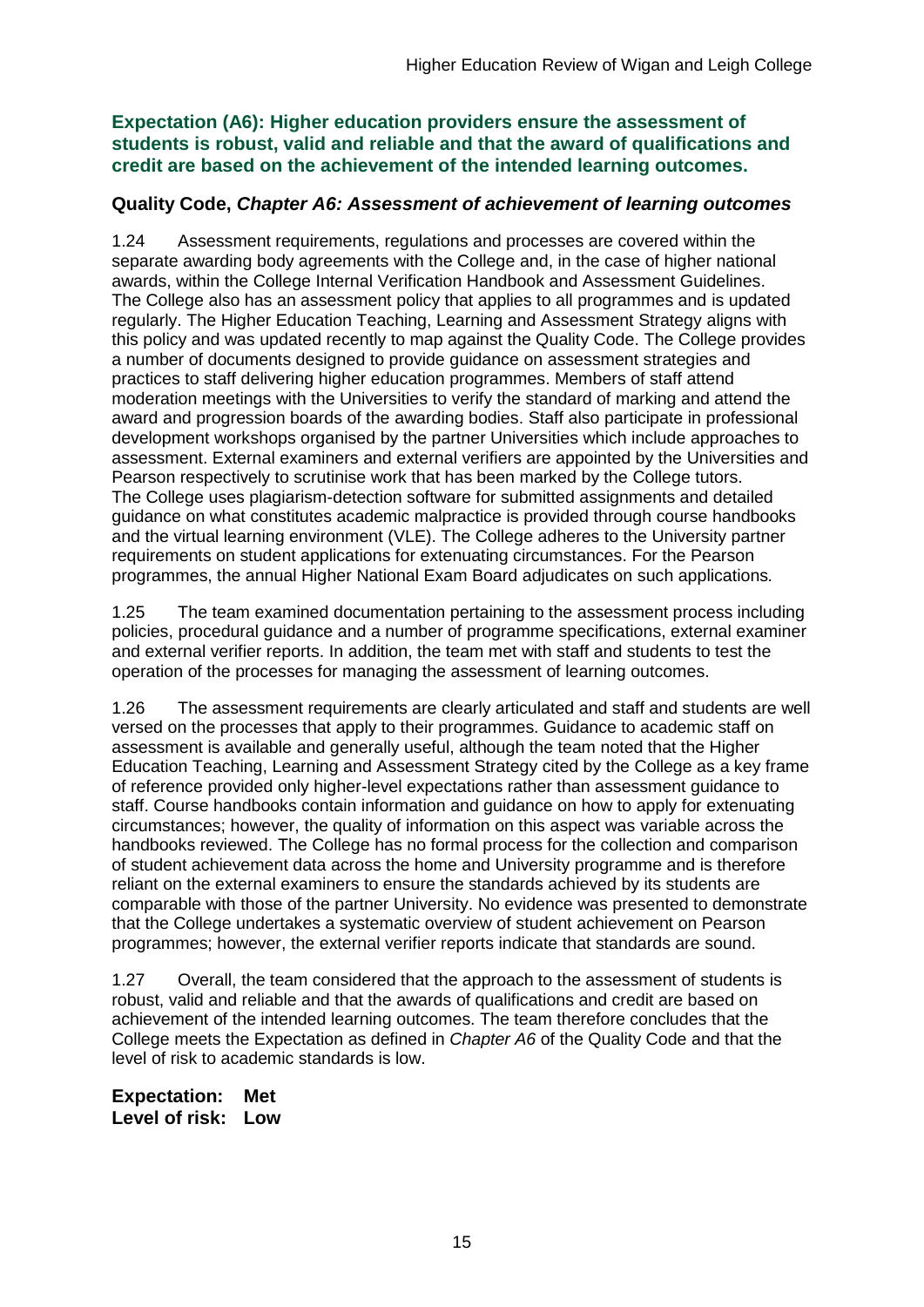### Expectation (A6): Higher education providers ensure the assessment of students is robust, valid and reliable and that the award of qualifications and credit are based on the achievement of the intended learning outcomes.

### Quality Code, *Chapter A6: Assessment of achievement of learning outcomes*

1.24 Assessment requirements, regulations and processes are covered within the separate awarding body agreements with the College and, in the case of higher national awards, within the College Internal Verification Handbook and Assessment Guidelines. The College also has an assessment policy that applies to all programmes and is updated regularly. The Higher Education Teaching, Learning and Assessment Strategy aligns with this policy and was updated recently to map against the Quality Code. The College provides a number of documents designed to provide guidance on assessment strategies and practices to staff delivering higher education programmes. Members of staff attend moderation meetings with the Universities to verify the standard of marking and attend the award and progression boards of the awarding bodies. Staff also participate in professional development workshops organised by the partner Universities which include approaches to assessment. External examiners and external verifiers are appointed by the Universities and Pearson respectively to scrutinise work that has been marked by the College tutors. The College uses plagiarism-detection software for submitted assignments and detailed guidance on what constitutes academic malpractice is provided through course handbooks and the virtual learning environment (VLE). The College adheres to the University partner requirements on student applications for extenuating circumstances. For the Pearson programmes, the annual Higher National Exam Board adjudicates on such applications*.*

1.25 The team examined documentation pertaining to the assessment process including policies, procedural guidance and a number of programme specifications, external examiner and external verifier reports. In addition, the team met with staff and students to test the operation of the processes for managing the assessment of learning outcomes.

1.26 The assessment requirements are clearly articulated and staff and students are well versed on the processes that apply to their programmes. Guidance to academic staff on assessment is available and generally useful, although the team noted that the Higher Education Teaching, Learning and Assessment Strategy cited by the College as a key frame of reference provided only higher-level expectations rather than assessment guidance to staff. Course handbooks contain information and guidance on how to apply for extenuating circumstances; however, the quality of information on this aspect was variable across the handbooks reviewed. The College has no formal process for the collection and comparison of student achievement data across the home and University programme and is therefore reliant on the external examiners to ensure the standards achieved by its students are comparable with those of the partner University. No evidence was presented to demonstrate that the College undertakes a systematic overview of student achievement on Pearson programmes; however, the external verifier reports indicate that standards are sound.

1.27 Overall, the team considered that the approach to the assessment of students is robust, valid and reliable and that the awards of qualifications and credit are based on achievement of the intended learning outcomes. The team therefore concludes that the College meets the Expectation as defined in *Chapter A6* of the Quality Code and that the level of risk to academic standards is low.

**Expectation: Met**
**Level of risk: Low**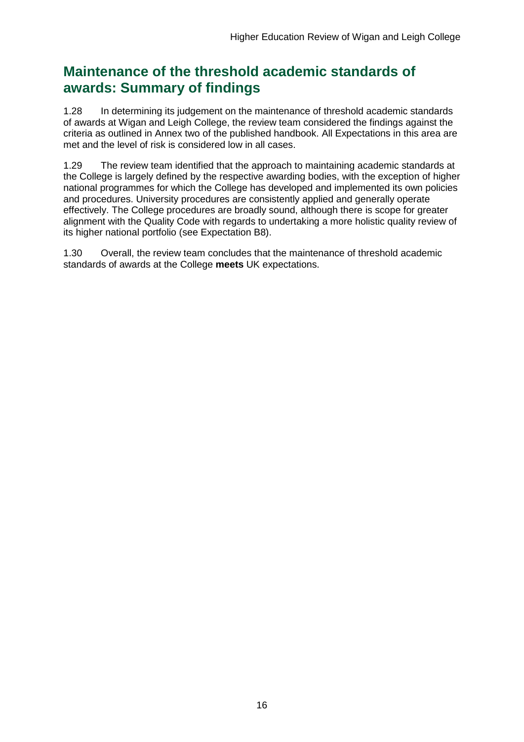## Maintenance of the threshold academic standards of awards: Summary of findings

1.28 In determining its judgement on the maintenance of threshold academic standards of awards at Wigan and Leigh College, the review team considered the findings against the criteria as outlined in Annex two of the published handbook. All Expectations in this area are met and the level of risk is considered low in all cases.

1.29 The review team identified that the approach to maintaining academic standards at the College is largely defined by the respective awarding bodies, with the exception of higher national programmes for which the College has developed and implemented its own policies and procedures. University procedures are consistently applied and generally operate effectively. The College procedures are broadly sound, although there is scope for greater alignment with the Quality Code with regards to undertaking a more holistic quality review of its higher national portfolio (see Expectation B8).

1.30 Overall, the review team concludes that the maintenance of threshold academic standards of awards at the College **meets** UK expectations.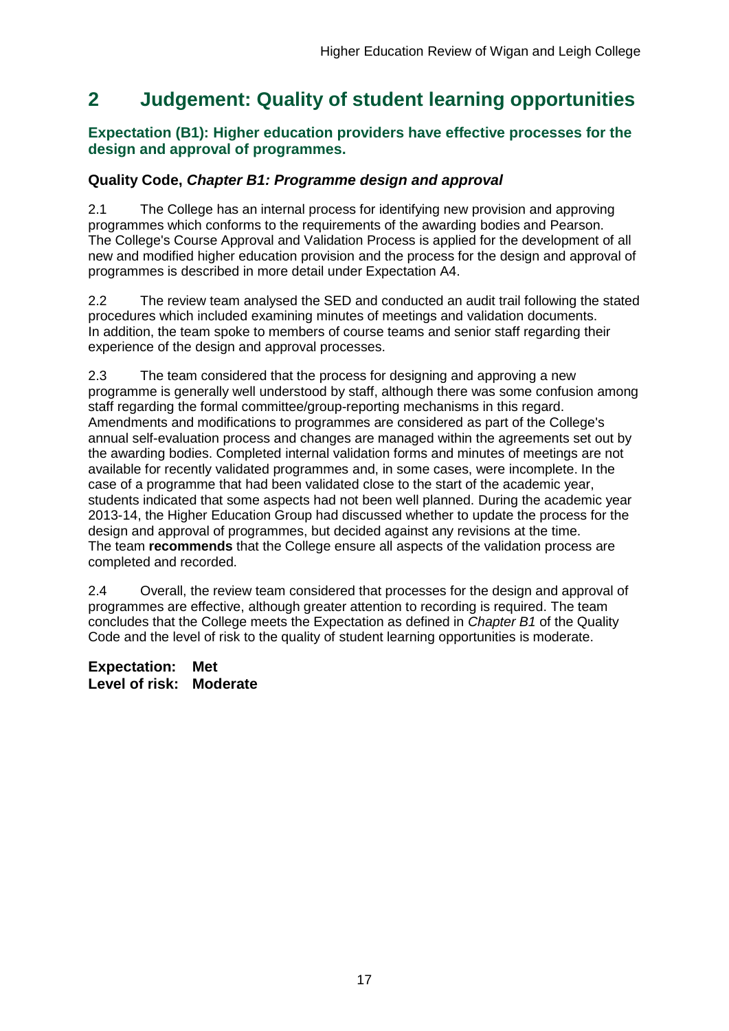## 2 Judgement: Quality of student learning opportunities

### Expectation (B1): Higher education providers have effective processes for the design and approval of programmes.

#### Quality Code, *Chapter B1: Programme design and approval*

2.1 The College has an internal process for identifying new provision and approving programmes which conforms to the requirements of the awarding bodies and Pearson. The College's Course Approval and Validation Process is applied for the development of all new and modified higher education provision and the process for the design and approval of programmes is described in more detail under Expectation A4.

2.2 The review team analysed the SED and conducted an audit trail following the stated procedures which included examining minutes of meetings and validation documents. In addition, the team spoke to members of course teams and senior staff regarding their experience of the design and approval processes.

2.3 The team considered that the process for designing and approving a new programme is generally well understood by staff, although there was some confusion among staff regarding the formal committee/group-reporting mechanisms in this regard. Amendments and modifications to programmes are considered as part of the College's annual self-evaluation process and changes are managed within the agreements set out by the awarding bodies. Completed internal validation forms and minutes of meetings are not available for recently validated programmes and, in some cases, were incomplete. In the case of a programme that had been validated close to the start of the academic year, students indicated that some aspects had not been well planned. During the academic year 2013-14, the Higher Education Group had discussed whether to update the process for the design and approval of programmes, but decided against any revisions at the time. The team **recommends** that the College ensure all aspects of the validation process are completed and recorded.

2.4 Overall, the review team considered that processes for the design and approval of programmes are effective, although greater attention to recording is required. The team concludes that the College meets the Expectation as defined in *Chapter B1* of the Quality Code and the level of risk to the quality of student learning opportunities is moderate.

**Expectation: Met**
**Level of risk: Moderate**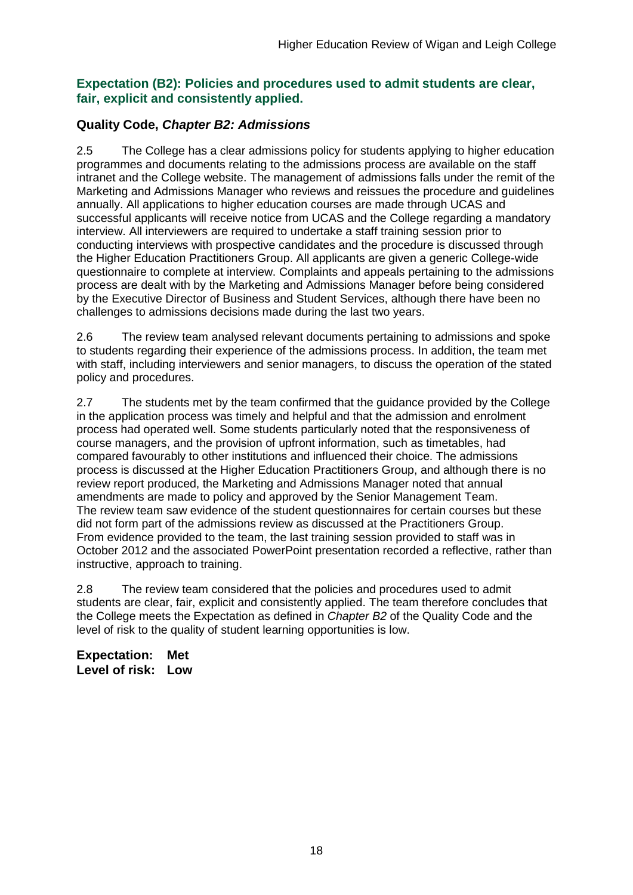### Expectation (B2): Policies and procedures used to admit students are clear, fair, explicit and consistently applied.

**Quality Code, *Chapter B2: Admissions***

2.5 The College has a clear admissions policy for students applying to higher education programmes and documents relating to the admissions process are available on the staff intranet and the College website. The management of admissions falls under the remit of the Marketing and Admissions Manager who reviews and reissues the procedure and guidelines annually. All applications to higher education courses are made through UCAS and successful applicants will receive notice from UCAS and the College regarding a mandatory interview. All interviewers are required to undertake a staff training session prior to conducting interviews with prospective candidates and the procedure is discussed through the Higher Education Practitioners Group. All applicants are given a generic College-wide questionnaire to complete at interview. Complaints and appeals pertaining to the admissions process are dealt with by the Marketing and Admissions Manager before being considered by the Executive Director of Business and Student Services, although there have been no challenges to admissions decisions made during the last two years.

2.6 The review team analysed relevant documents pertaining to admissions and spoke to students regarding their experience of the admissions process. In addition, the team met with staff, including interviewers and senior managers, to discuss the operation of the stated policy and procedures.

2.7 The students met by the team confirmed that the guidance provided by the College in the application process was timely and helpful and that the admission and enrolment process had operated well. Some students particularly noted that the responsiveness of course managers, and the provision of upfront information, such as timetables, had compared favourably to other institutions and influenced their choice. The admissions process is discussed at the Higher Education Practitioners Group, and although there is no review report produced, the Marketing and Admissions Manager noted that annual amendments are made to policy and approved by the Senior Management Team. The review team saw evidence of the student questionnaires for certain courses but these did not form part of the admissions review as discussed at the Practitioners Group. From evidence provided to the team, the last training session provided to staff was in October 2012 and the associated PowerPoint presentation recorded a reflective, rather than instructive, approach to training.

2.8 The review team considered that the policies and procedures used to admit students are clear, fair, explicit and consistently applied. The team therefore concludes that the College meets the Expectation as defined in *Chapter B2* of the Quality Code and the level of risk to the quality of student learning opportunities is low.

**Expectation: Met**
**Level of risk: Low**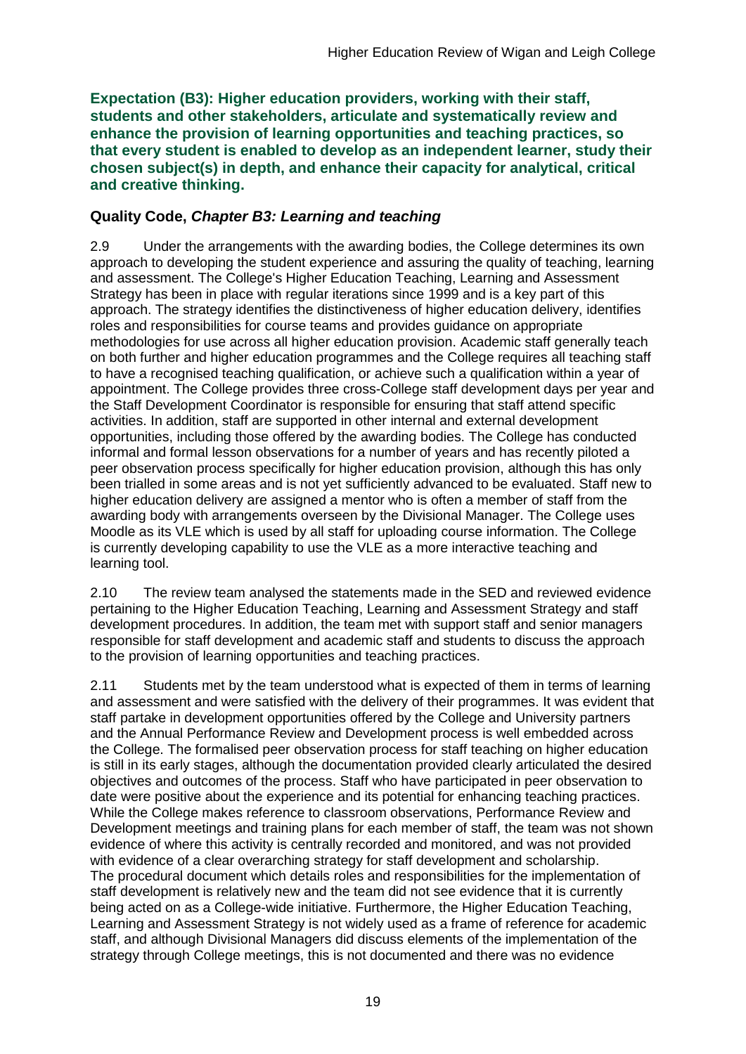**Expectation (B3): Higher education providers, working with their staff, students and other stakeholders, articulate and systematically review and enhance the provision of learning opportunities and teaching practices, so that every student is enabled to develop as an independent learner, study their chosen subject(s) in depth, and enhance their capacity for analytical, critical and creative thinking.**

### Quality Code, *Chapter B3: Learning and teaching*

2.9 Under the arrangements with the awarding bodies, the College determines its own approach to developing the student experience and assuring the quality of teaching, learning and assessment. The College's Higher Education Teaching, Learning and Assessment Strategy has been in place with regular iterations since 1999 and is a key part of this approach. The strategy identifies the distinctiveness of higher education delivery, identifies roles and responsibilities for course teams and provides guidance on appropriate methodologies for use across all higher education provision. Academic staff generally teach on both further and higher education programmes and the College requires all teaching staff to have a recognised teaching qualification, or achieve such a qualification within a year of appointment. The College provides three cross-College staff development days per year and the Staff Development Coordinator is responsible for ensuring that staff attend specific activities. In addition, staff are supported in other internal and external development opportunities, including those offered by the awarding bodies. The College has conducted informal and formal lesson observations for a number of years and has recently piloted a peer observation process specifically for higher education provision, although this has only been trialled in some areas and is not yet sufficiently advanced to be evaluated. Staff new to higher education delivery are assigned a mentor who is often a member of staff from the awarding body with arrangements overseen by the Divisional Manager. The College uses Moodle as its VLE which is used by all staff for uploading course information. The College is currently developing capability to use the VLE as a more interactive teaching and learning tool.

2.10 The review team analysed the statements made in the SED and reviewed evidence pertaining to the Higher Education Teaching, Learning and Assessment Strategy and staff development procedures. In addition, the team met with support staff and senior managers responsible for staff development and academic staff and students to discuss the approach to the provision of learning opportunities and teaching practices.

2.11 Students met by the team understood what is expected of them in terms of learning and assessment and were satisfied with the delivery of their programmes. It was evident that staff partake in development opportunities offered by the College and University partners and the Annual Performance Review and Development process is well embedded across the College. The formalised peer observation process for staff teaching on higher education is still in its early stages, although the documentation provided clearly articulated the desired objectives and outcomes of the process. Staff who have participated in peer observation to date were positive about the experience and its potential for enhancing teaching practices. While the College makes reference to classroom observations, Performance Review and Development meetings and training plans for each member of staff, the team was not shown evidence of where this activity is centrally recorded and monitored, and was not provided with evidence of a clear overarching strategy for staff development and scholarship. The procedural document which details roles and responsibilities for the implementation of staff development is relatively new and the team did not see evidence that it is currently being acted on as a College-wide initiative. Furthermore, the Higher Education Teaching, Learning and Assessment Strategy is not widely used as a frame of reference for academic staff, and although Divisional Managers did discuss elements of the implementation of the strategy through College meetings, this is not documented and there was no evidence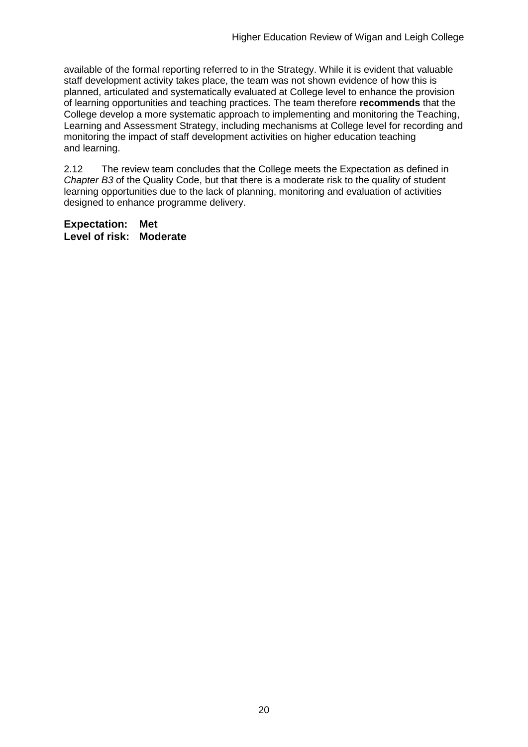available of the formal reporting referred to in the Strategy. While it is evident that valuable staff development activity takes place, the team was not shown evidence of how this is planned, articulated and systematically evaluated at College level to enhance the provision of learning opportunities and teaching practices. The team therefore **recommends** that the College develop a more systematic approach to implementing and monitoring the Teaching, Learning and Assessment Strategy, including mechanisms at College level for recording and monitoring the impact of staff development activities on higher education teaching and learning.

2.12 The review team concludes that the College meets the Expectation as defined in *Chapter B3* of the Quality Code, but that there is a moderate risk to the quality of student learning opportunities due to the lack of planning, monitoring and evaluation of activities designed to enhance programme delivery.

**Expectation: Met**
**Level of risk: Moderate**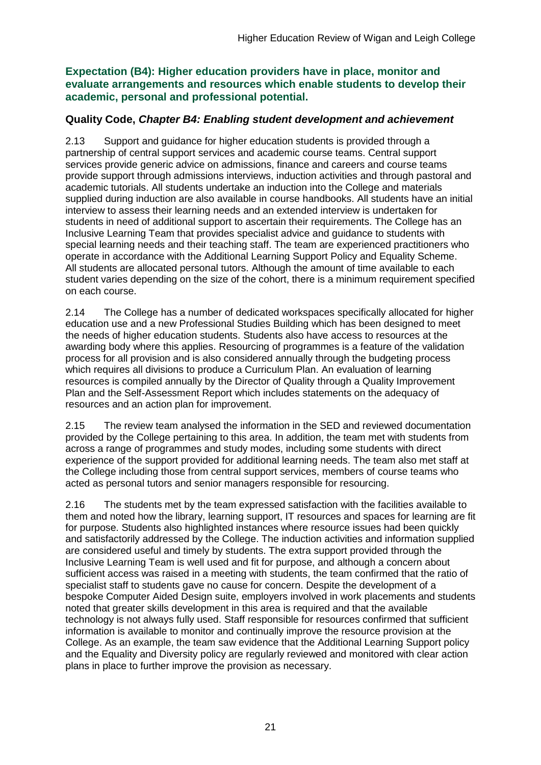### Expectation (B4): Higher education providers have in place, monitor and evaluate arrangements and resources which enable students to develop their academic, personal and professional potential.

#### Quality Code, *Chapter B4: Enabling student development and achievement*

2.13 Support and guidance for higher education students is provided through a partnership of central support services and academic course teams. Central support services provide generic advice on admissions, finance and careers and course teams provide support through admissions interviews, induction activities and through pastoral and academic tutorials. All students undertake an induction into the College and materials supplied during induction are also available in course handbooks. All students have an initial interview to assess their learning needs and an extended interview is undertaken for students in need of additional support to ascertain their requirements. The College has an Inclusive Learning Team that provides specialist advice and guidance to students with special learning needs and their teaching staff. The team are experienced practitioners who operate in accordance with the Additional Learning Support Policy and Equality Scheme. All students are allocated personal tutors. Although the amount of time available to each student varies depending on the size of the cohort, there is a minimum requirement specified on each course.

2.14 The College has a number of dedicated workspaces specifically allocated for higher education use and a new Professional Studies Building which has been designed to meet the needs of higher education students. Students also have access to resources at the awarding body where this applies. Resourcing of programmes is a feature of the validation process for all provision and is also considered annually through the budgeting process which requires all divisions to produce a Curriculum Plan. An evaluation of learning resources is compiled annually by the Director of Quality through a Quality Improvement Plan and the Self-Assessment Report which includes statements on the adequacy of resources and an action plan for improvement.

2.15 The review team analysed the information in the SED and reviewed documentation provided by the College pertaining to this area. In addition, the team met with students from across a range of programmes and study modes, including some students with direct experience of the support provided for additional learning needs. The team also met staff at the College including those from central support services, members of course teams who acted as personal tutors and senior managers responsible for resourcing.

2.16 The students met by the team expressed satisfaction with the facilities available to them and noted how the library, learning support, IT resources and spaces for learning are fit for purpose. Students also highlighted instances where resource issues had been quickly and satisfactorily addressed by the College. The induction activities and information supplied are considered useful and timely by students. The extra support provided through the Inclusive Learning Team is well used and fit for purpose, and although a concern about sufficient access was raised in a meeting with students, the team confirmed that the ratio of specialist staff to students gave no cause for concern. Despite the development of a bespoke Computer Aided Design suite, employers involved in work placements and students noted that greater skills development in this area is required and that the available technology is not always fully used. Staff responsible for resources confirmed that sufficient information is available to monitor and continually improve the resource provision at the College. As an example, the team saw evidence that the Additional Learning Support policy and the Equality and Diversity policy are regularly reviewed and monitored with clear action plans in place to further improve the provision as necessary.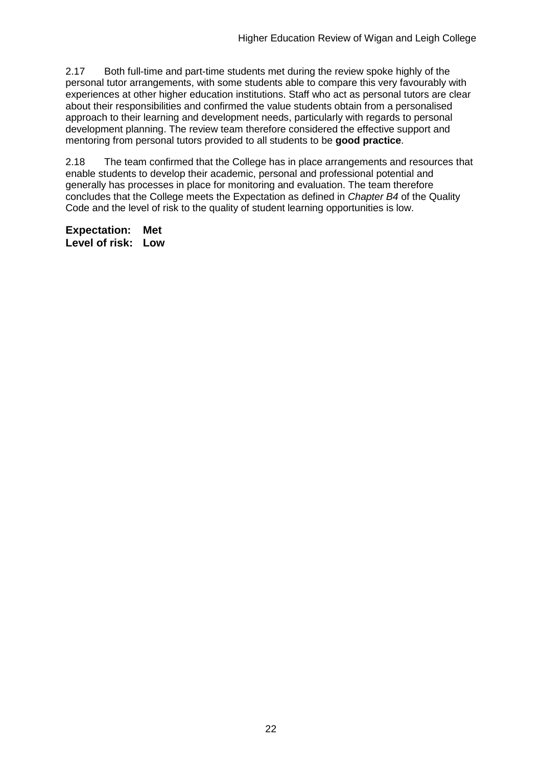2.17 Both full-time and part-time students met during the review spoke highly of the personal tutor arrangements, with some students able to compare this very favourably with experiences at other higher education institutions. Staff who act as personal tutors are clear about their responsibilities and confirmed the value students obtain from a personalised approach to their learning and development needs, particularly with regards to personal development planning. The review team therefore considered the effective support and mentoring from personal tutors provided to all students to be **good practice**.

2.18 The team confirmed that the College has in place arrangements and resources that enable students to develop their academic, personal and professional potential and generally has processes in place for monitoring and evaluation. The team therefore concludes that the College meets the Expectation as defined in *Chapter B4* of the Quality Code and the level of risk to the quality of student learning opportunities is low.

**Expectation: Met**
**Level of risk: Low**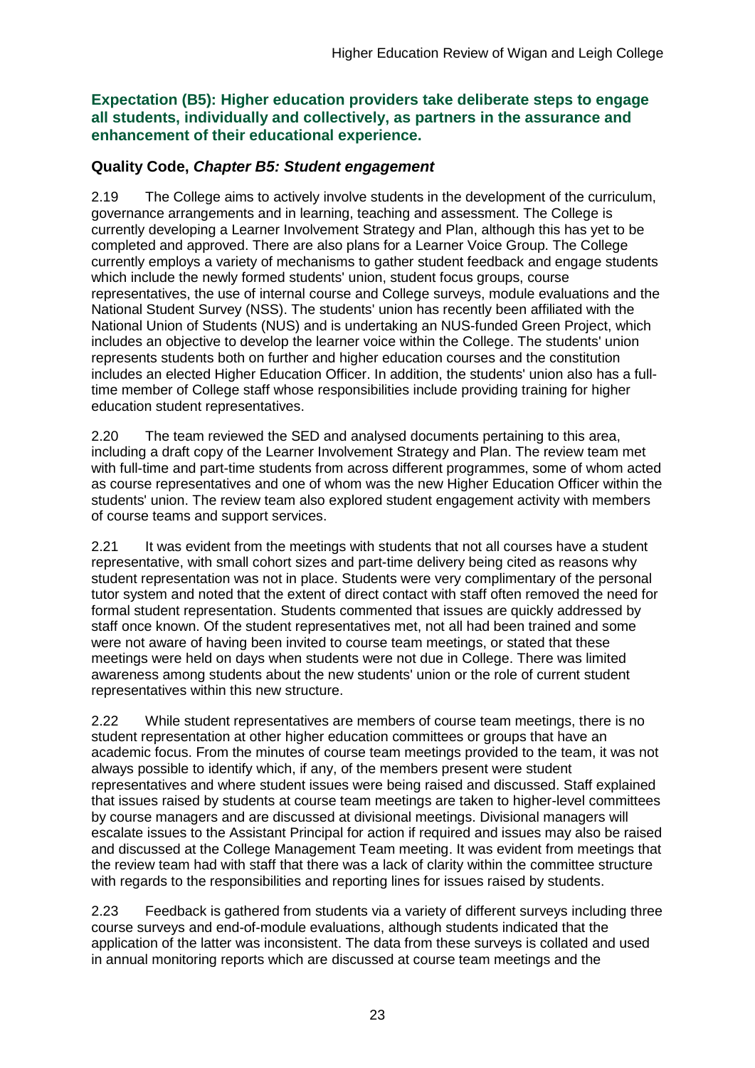### Expectation (B5): Higher education providers take deliberate steps to engage all students, individually and collectively, as partners in the assurance and enhancement of their educational experience.

### Quality Code, *Chapter B5: Student engagement*

2.19 The College aims to actively involve students in the development of the curriculum, governance arrangements and in learning, teaching and assessment. The College is currently developing a Learner Involvement Strategy and Plan, although this has yet to be completed and approved. There are also plans for a Learner Voice Group. The College currently employs a variety of mechanisms to gather student feedback and engage students which include the newly formed students' union, student focus groups, course representatives, the use of internal course and College surveys, module evaluations and the National Student Survey (NSS). The students' union has recently been affiliated with the National Union of Students (NUS) and is undertaking an NUS-funded Green Project, which includes an objective to develop the learner voice within the College. The students' union represents students both on further and higher education courses and the constitution includes an elected Higher Education Officer. In addition, the students' union also has a full-time member of College staff whose responsibilities include providing training for higher education student representatives.

2.20 The team reviewed the SED and analysed documents pertaining to this area, including a draft copy of the Learner Involvement Strategy and Plan. The review team met with full-time and part-time students from across different programmes, some of whom acted as course representatives and one of whom was the new Higher Education Officer within the students' union. The review team also explored student engagement activity with members of course teams and support services.

2.21 It was evident from the meetings with students that not all courses have a student representative, with small cohort sizes and part-time delivery being cited as reasons why student representation was not in place. Students were very complimentary of the personal tutor system and noted that the extent of direct contact with staff often removed the need for formal student representation. Students commented that issues are quickly addressed by staff once known. Of the student representatives met, not all had been trained and some were not aware of having been invited to course team meetings, or stated that these meetings were held on days when students were not due in College. There was limited awareness among students about the new students' union or the role of current student representatives within this new structure.

2.22 While student representatives are members of course team meetings, there is no student representation at other higher education committees or groups that have an academic focus. From the minutes of course team meetings provided to the team, it was not always possible to identify which, if any, of the members present were student representatives and where student issues were being raised and discussed. Staff explained that issues raised by students at course team meetings are taken to higher-level committees by course managers and are discussed at divisional meetings. Divisional managers will escalate issues to the Assistant Principal for action if required and issues may also be raised and discussed at the College Management Team meeting. It was evident from meetings that the review team had with staff that there was a lack of clarity within the committee structure with regards to the responsibilities and reporting lines for issues raised by students.

2.23 Feedback is gathered from students via a variety of different surveys including three course surveys and end-of-module evaluations, although students indicated that the application of the latter was inconsistent. The data from these surveys is collated and used in annual monitoring reports which are discussed at course team meetings and the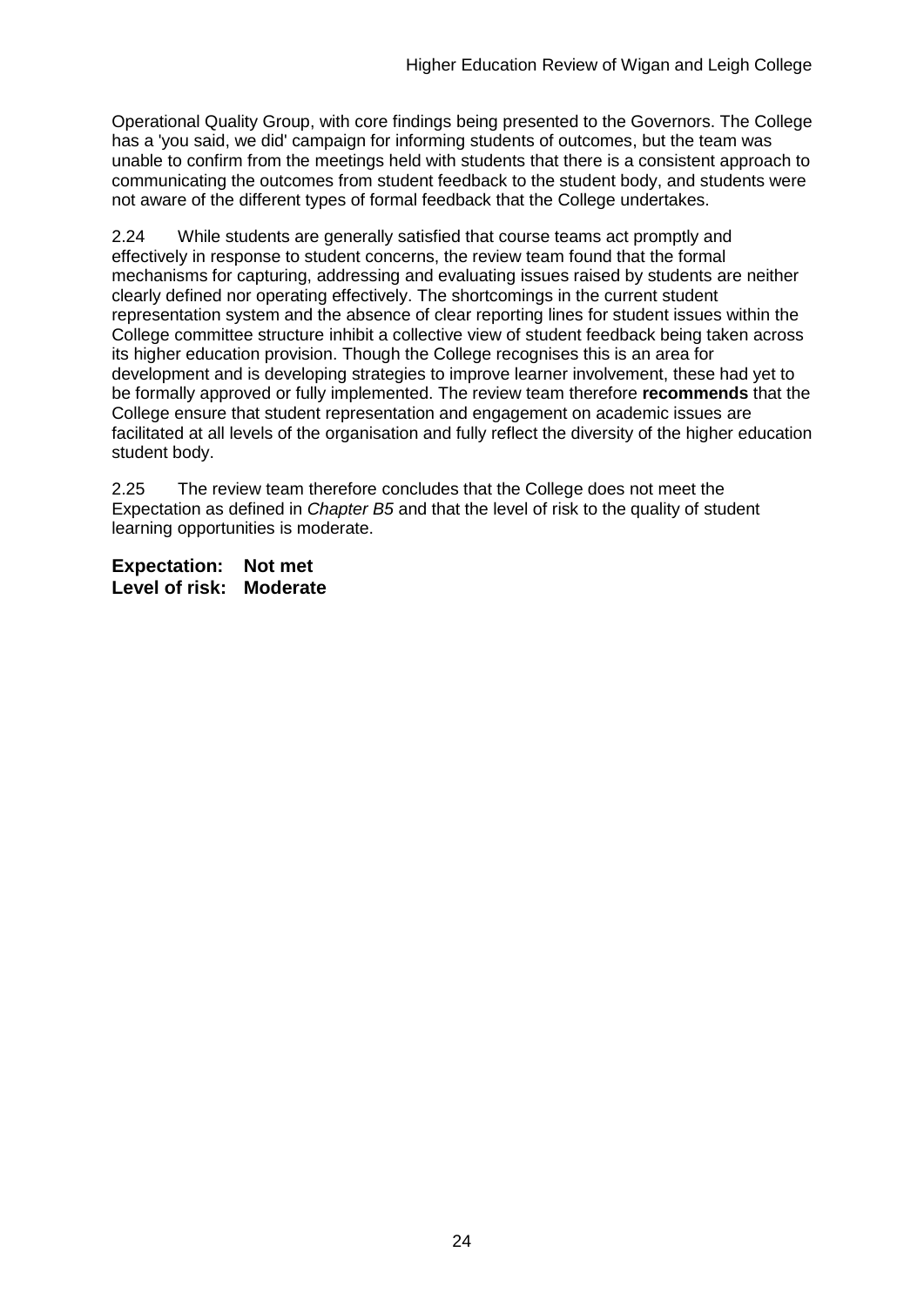Operational Quality Group, with core findings being presented to the Governors. The College has a 'you said, we did' campaign for informing students of outcomes, but the team was unable to confirm from the meetings held with students that there is a consistent approach to communicating the outcomes from student feedback to the student body, and students were not aware of the different types of formal feedback that the College undertakes.

2.24 While students are generally satisfied that course teams act promptly and effectively in response to student concerns, the review team found that the formal mechanisms for capturing, addressing and evaluating issues raised by students are neither clearly defined nor operating effectively. The shortcomings in the current student representation system and the absence of clear reporting lines for student issues within the College committee structure inhibit a collective view of student feedback being taken across its higher education provision. Though the College recognises this is an area for development and is developing strategies to improve learner involvement, these had yet to be formally approved or fully implemented. The review team therefore **recommends** that the College ensure that student representation and engagement on academic issues are facilitated at all levels of the organisation and fully reflect the diversity of the higher education student body.

2.25 The review team therefore concludes that the College does not meet the Expectation as defined in *Chapter B5* and that the level of risk to the quality of student learning opportunities is moderate.

**Expectation: Not met**
**Level of risk: Moderate**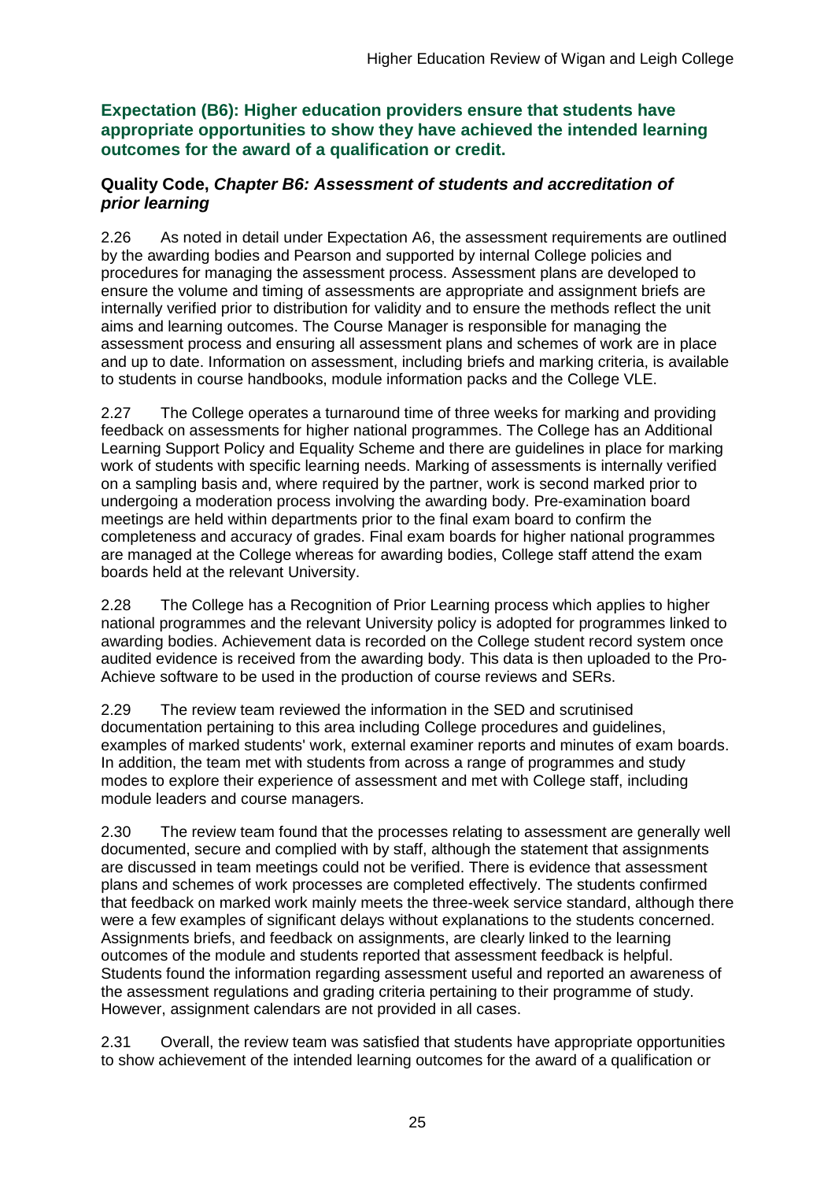**Expectation (B6): Higher education providers ensure that students have appropriate opportunities to show they have achieved the intended learning outcomes for the award of a qualification or credit.**

**Quality Code, *Chapter B6: Assessment of students and accreditation of prior learning***

2.26 As noted in detail under Expectation A6, the assessment requirements are outlined by the awarding bodies and Pearson and supported by internal College policies and procedures for managing the assessment process. Assessment plans are developed to ensure the volume and timing of assessments are appropriate and assignment briefs are internally verified prior to distribution for validity and to ensure the methods reflect the unit aims and learning outcomes. The Course Manager is responsible for managing the assessment process and ensuring all assessment plans and schemes of work are in place and up to date. Information on assessment, including briefs and marking criteria, is available to students in course handbooks, module information packs and the College VLE.

2.27 The College operates a turnaround time of three weeks for marking and providing feedback on assessments for higher national programmes. The College has an Additional Learning Support Policy and Equality Scheme and there are guidelines in place for marking work of students with specific learning needs. Marking of assessments is internally verified on a sampling basis and, where required by the partner, work is second marked prior to undergoing a moderation process involving the awarding body. Pre-examination board meetings are held within departments prior to the final exam board to confirm the completeness and accuracy of grades. Final exam boards for higher national programmes are managed at the College whereas for awarding bodies, College staff attend the exam boards held at the relevant University.

2.28 The College has a Recognition of Prior Learning process which applies to higher national programmes and the relevant University policy is adopted for programmes linked to awarding bodies. Achievement data is recorded on the College student record system once audited evidence is received from the awarding body. This data is then uploaded to the Pro-Achieve software to be used in the production of course reviews and SERs.

2.29 The review team reviewed the information in the SED and scrutinised documentation pertaining to this area including College procedures and guidelines, examples of marked students' work, external examiner reports and minutes of exam boards. In addition, the team met with students from across a range of programmes and study modes to explore their experience of assessment and met with College staff, including module leaders and course managers.

2.30 The review team found that the processes relating to assessment are generally well documented, secure and complied with by staff, although the statement that assignments are discussed in team meetings could not be verified. There is evidence that assessment plans and schemes of work processes are completed effectively. The students confirmed that feedback on marked work mainly meets the three-week service standard, although there were a few examples of significant delays without explanations to the students concerned. Assignments briefs, and feedback on assignments, are clearly linked to the learning outcomes of the module and students reported that assessment feedback is helpful. Students found the information regarding assessment useful and reported an awareness of the assessment regulations and grading criteria pertaining to their programme of study. However, assignment calendars are not provided in all cases.

2.31 Overall, the review team was satisfied that students have appropriate opportunities to show achievement of the intended learning outcomes for the award of a qualification or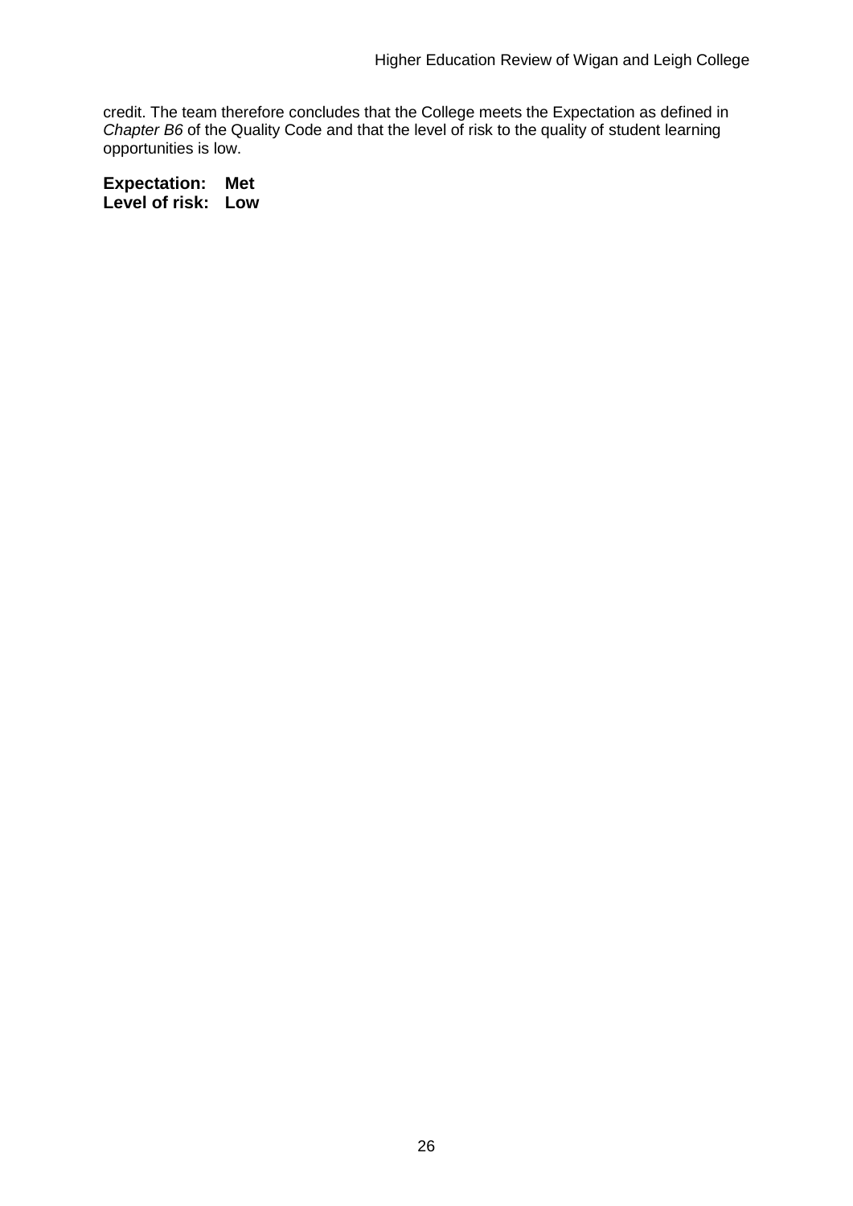credit. The team therefore concludes that the College meets the Expectation as defined in *Chapter B6* of the Quality Code and that the level of risk to the quality of student learning opportunities is low.

**Expectation: Met**
**Level of risk: Low**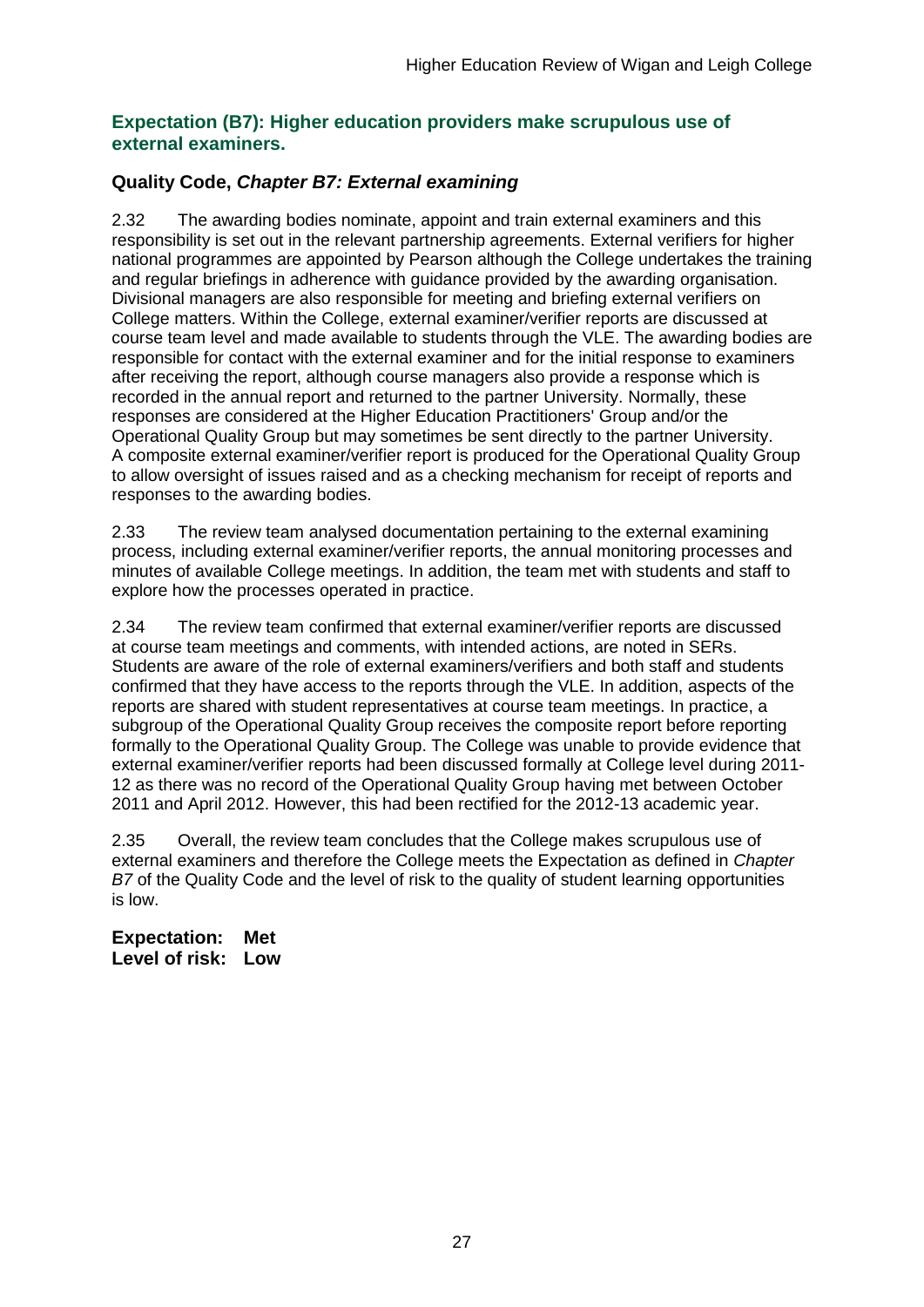### Expectation (B7): Higher education providers make scrupulous use of external examiners.

#### Quality Code, *Chapter B7: External examining*

2.32 The awarding bodies nominate, appoint and train external examiners and this responsibility is set out in the relevant partnership agreements. External verifiers for higher national programmes are appointed by Pearson although the College undertakes the training and regular briefings in adherence with guidance provided by the awarding organisation. Divisional managers are also responsible for meeting and briefing external verifiers on College matters. Within the College, external examiner/verifier reports are discussed at course team level and made available to students through the VLE. The awarding bodies are responsible for contact with the external examiner and for the initial response to examiners after receiving the report, although course managers also provide a response which is recorded in the annual report and returned to the partner University. Normally, these responses are considered at the Higher Education Practitioners' Group and/or the Operational Quality Group but may sometimes be sent directly to the partner University. A composite external examiner/verifier report is produced for the Operational Quality Group to allow oversight of issues raised and as a checking mechanism for receipt of reports and responses to the awarding bodies.

2.33 The review team analysed documentation pertaining to the external examining process, including external examiner/verifier reports, the annual monitoring processes and minutes of available College meetings. In addition, the team met with students and staff to explore how the processes operated in practice.

2.34 The review team confirmed that external examiner/verifier reports are discussed at course team meetings and comments, with intended actions, are noted in SERs. Students are aware of the role of external examiners/verifiers and both staff and students confirmed that they have access to the reports through the VLE. In addition, aspects of the reports are shared with student representatives at course team meetings. In practice, a subgroup of the Operational Quality Group receives the composite report before reporting formally to the Operational Quality Group. The College was unable to provide evidence that external examiner/verifier reports had been discussed formally at College level during 2011-12 as there was no record of the Operational Quality Group having met between October 2011 and April 2012. However, this had been rectified for the 2012-13 academic year.

2.35 Overall, the review team concludes that the College makes scrupulous use of external examiners and therefore the College meets the Expectation as defined in *Chapter B7* of the Quality Code and the level of risk to the quality of student learning opportunities is low.

**Expectation: Met**
**Level of risk: Low**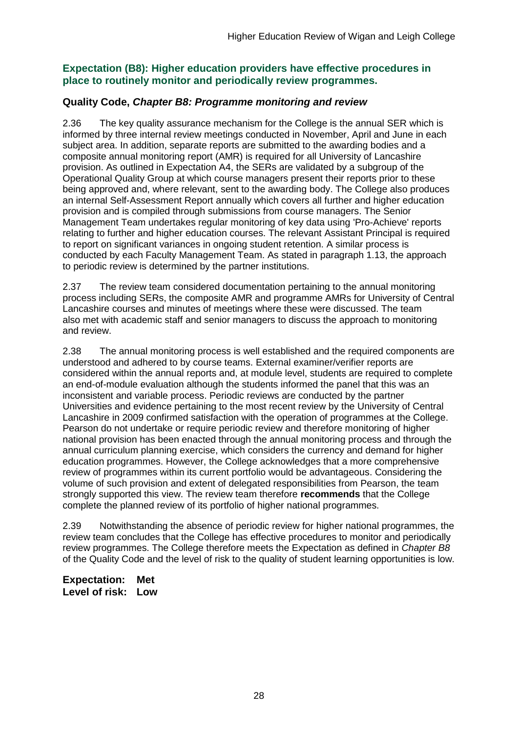## Expectation (B8): Higher education providers have effective procedures in place to routinely monitor and periodically review programmes.

### Quality Code, *Chapter B8: Programme monitoring and review*

2.36 The key quality assurance mechanism for the College is the annual SER which is informed by three internal review meetings conducted in November, April and June in each subject area. In addition, separate reports are submitted to the awarding bodies and a composite annual monitoring report (AMR) is required for all University of Lancashire provision. As outlined in Expectation A4, the SERs are validated by a subgroup of the Operational Quality Group at which course managers present their reports prior to these being approved and, where relevant, sent to the awarding body. The College also produces an internal Self-Assessment Report annually which covers all further and higher education provision and is compiled through submissions from course managers. The Senior Management Team undertakes regular monitoring of key data using 'Pro-Achieve' reports relating to further and higher education courses. The relevant Assistant Principal is required to report on significant variances in ongoing student retention. A similar process is conducted by each Faculty Management Team. As stated in paragraph 1.13, the approach to periodic review is determined by the partner institutions.

2.37 The review team considered documentation pertaining to the annual monitoring process including SERs, the composite AMR and programme AMRs for University of Central Lancashire courses and minutes of meetings where these were discussed. The team also met with academic staff and senior managers to discuss the approach to monitoring and review.

2.38 The annual monitoring process is well established and the required components are understood and adhered to by course teams. External examiner/verifier reports are considered within the annual reports and, at module level, students are required to complete an end-of-module evaluation although the students informed the panel that this was an inconsistent and variable process. Periodic reviews are conducted by the partner Universities and evidence pertaining to the most recent review by the University of Central Lancashire in 2009 confirmed satisfaction with the operation of programmes at the College. Pearson do not undertake or require periodic review and therefore monitoring of higher national provision has been enacted through the annual monitoring process and through the annual curriculum planning exercise, which considers the currency and demand for higher education programmes. However, the College acknowledges that a more comprehensive review of programmes within its current portfolio would be advantageous. Considering the volume of such provision and extent of delegated responsibilities from Pearson, the team strongly supported this view. The review team therefore **recommends** that the College complete the planned review of its portfolio of higher national programmes.

2.39 Notwithstanding the absence of periodic review for higher national programmes, the review team concludes that the College has effective procedures to monitor and periodically review programmes. The College therefore meets the Expectation as defined in *Chapter B8* of the Quality Code and the level of risk to the quality of student learning opportunities is low.

**Expectation: Met**
**Level of risk: Low**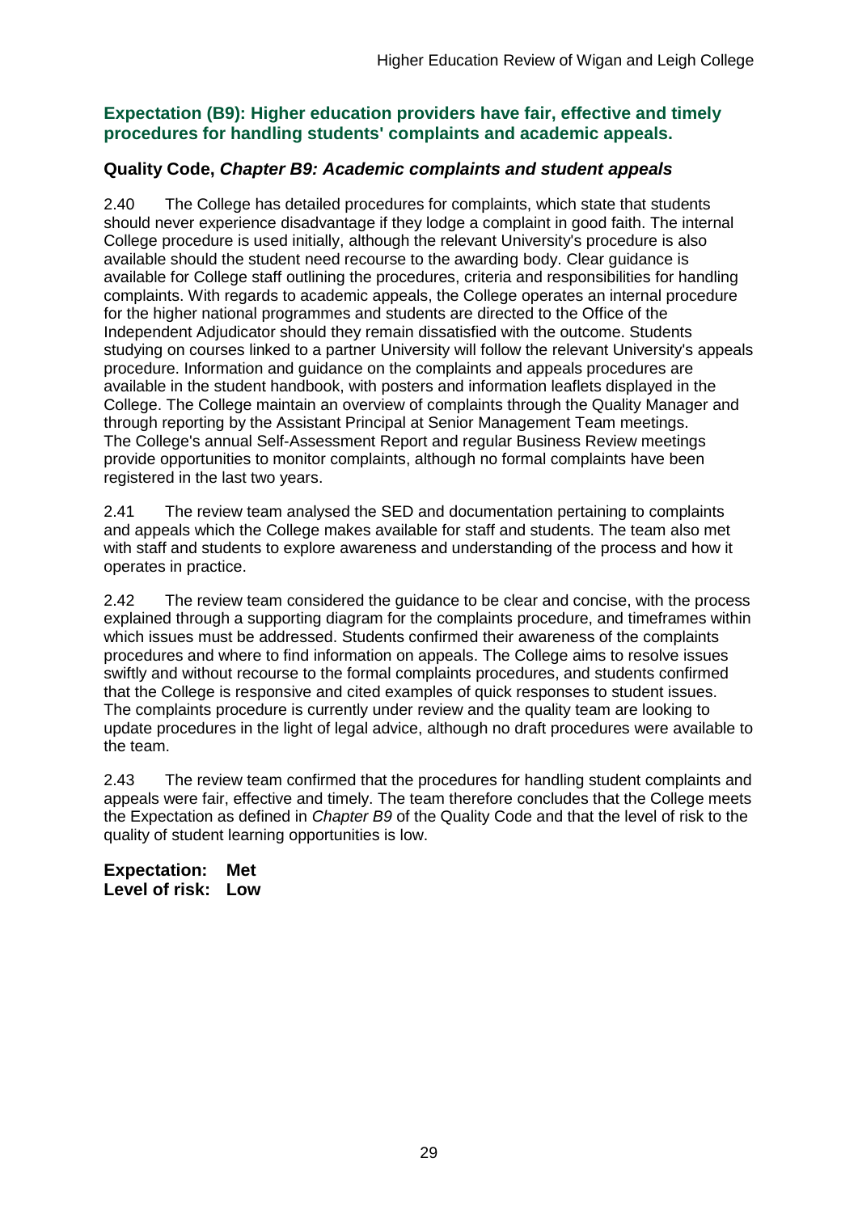### Expectation (B9): Higher education providers have fair, effective and timely procedures for handling students' complaints and academic appeals.

### Quality Code, *Chapter B9: Academic complaints and student appeals*

2.40 The College has detailed procedures for complaints, which state that students should never experience disadvantage if they lodge a complaint in good faith. The internal College procedure is used initially, although the relevant University's procedure is also available should the student need recourse to the awarding body. Clear guidance is available for College staff outlining the procedures, criteria and responsibilities for handling complaints. With regards to academic appeals, the College operates an internal procedure for the higher national programmes and students are directed to the Office of the Independent Adjudicator should they remain dissatisfied with the outcome. Students studying on courses linked to a partner University will follow the relevant University's appeals procedure. Information and guidance on the complaints and appeals procedures are available in the student handbook, with posters and information leaflets displayed in the College. The College maintain an overview of complaints through the Quality Manager and through reporting by the Assistant Principal at Senior Management Team meetings. The College's annual Self-Assessment Report and regular Business Review meetings provide opportunities to monitor complaints, although no formal complaints have been registered in the last two years.

2.41 The review team analysed the SED and documentation pertaining to complaints and appeals which the College makes available for staff and students. The team also met with staff and students to explore awareness and understanding of the process and how it operates in practice.

2.42 The review team considered the guidance to be clear and concise, with the process explained through a supporting diagram for the complaints procedure, and timeframes within which issues must be addressed. Students confirmed their awareness of the complaints procedures and where to find information on appeals. The College aims to resolve issues swiftly and without recourse to the formal complaints procedures, and students confirmed that the College is responsive and cited examples of quick responses to student issues. The complaints procedure is currently under review and the quality team are looking to update procedures in the light of legal advice, although no draft procedures were available to the team.

2.43 The review team confirmed that the procedures for handling student complaints and appeals were fair, effective and timely. The team therefore concludes that the College meets the Expectation as defined in *Chapter B9* of the Quality Code and that the level of risk to the quality of student learning opportunities is low.

**Expectation: Met**
**Level of risk: Low**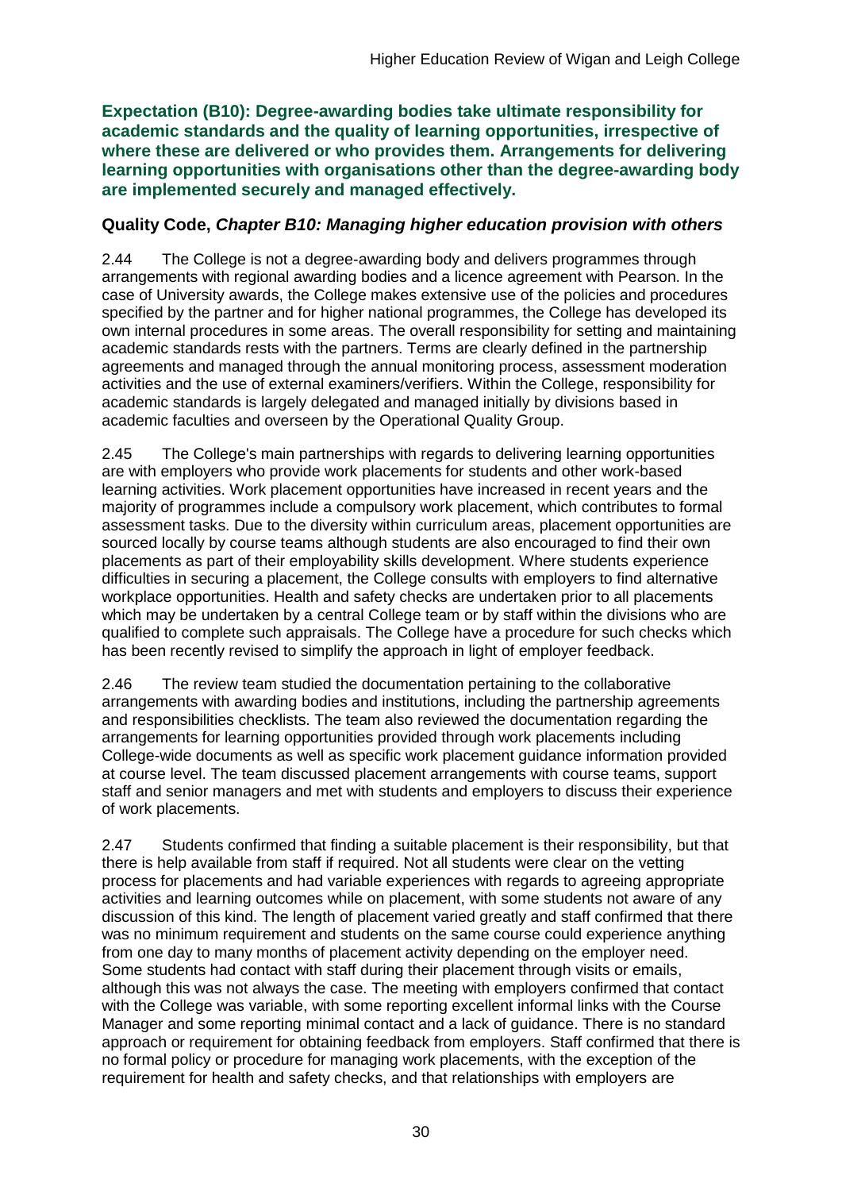**Expectation (B10): Degree-awarding bodies take ultimate responsibility for academic standards and the quality of learning opportunities, irrespective of where these are delivered or who provides them. Arrangements for delivering learning opportunities with organisations other than the degree-awarding body are implemented securely and managed effectively.**

### Quality Code, *Chapter B10: Managing higher education provision with others*

2.44 The College is not a degree-awarding body and delivers programmes through arrangements with regional awarding bodies and a licence agreement with Pearson. In the case of University awards, the College makes extensive use of the policies and procedures specified by the partner and for higher national programmes, the College has developed its own internal procedures in some areas. The overall responsibility for setting and maintaining academic standards rests with the partners. Terms are clearly defined in the partnership agreements and managed through the annual monitoring process, assessment moderation activities and the use of external examiners/verifiers. Within the College, responsibility for academic standards is largely delegated and managed initially by divisions based in academic faculties and overseen by the Operational Quality Group.

2.45 The College's main partnerships with regards to delivering learning opportunities are with employers who provide work placements for students and other work-based learning activities. Work placement opportunities have increased in recent years and the majority of programmes include a compulsory work placement, which contributes to formal assessment tasks. Due to the diversity within curriculum areas, placement opportunities are sourced locally by course teams although students are also encouraged to find their own placements as part of their employability skills development. Where students experience difficulties in securing a placement, the College consults with employers to find alternative workplace opportunities. Health and safety checks are undertaken prior to all placements which may be undertaken by a central College team or by staff within the divisions who are qualified to complete such appraisals. The College have a procedure for such checks which has been recently revised to simplify the approach in light of employer feedback.

2.46 The review team studied the documentation pertaining to the collaborative arrangements with awarding bodies and institutions, including the partnership agreements and responsibilities checklists. The team also reviewed the documentation regarding the arrangements for learning opportunities provided through work placements including College-wide documents as well as specific work placement guidance information provided at course level. The team discussed placement arrangements with course teams, support staff and senior managers and met with students and employers to discuss their experience of work placements.

2.47 Students confirmed that finding a suitable placement is their responsibility, but that there is help available from staff if required. Not all students were clear on the vetting process for placements and had variable experiences with regards to agreeing appropriate activities and learning outcomes while on placement, with some students not aware of any discussion of this kind. The length of placement varied greatly and staff confirmed that there was no minimum requirement and students on the same course could experience anything from one day to many months of placement activity depending on the employer need. Some students had contact with staff during their placement through visits or emails, although this was not always the case. The meeting with employers confirmed that contact with the College was variable, with some reporting excellent informal links with the Course Manager and some reporting minimal contact and a lack of guidance. There is no standard approach or requirement for obtaining feedback from employers. Staff confirmed that there is no formal policy or procedure for managing work placements, with the exception of the requirement for health and safety checks, and that relationships with employers are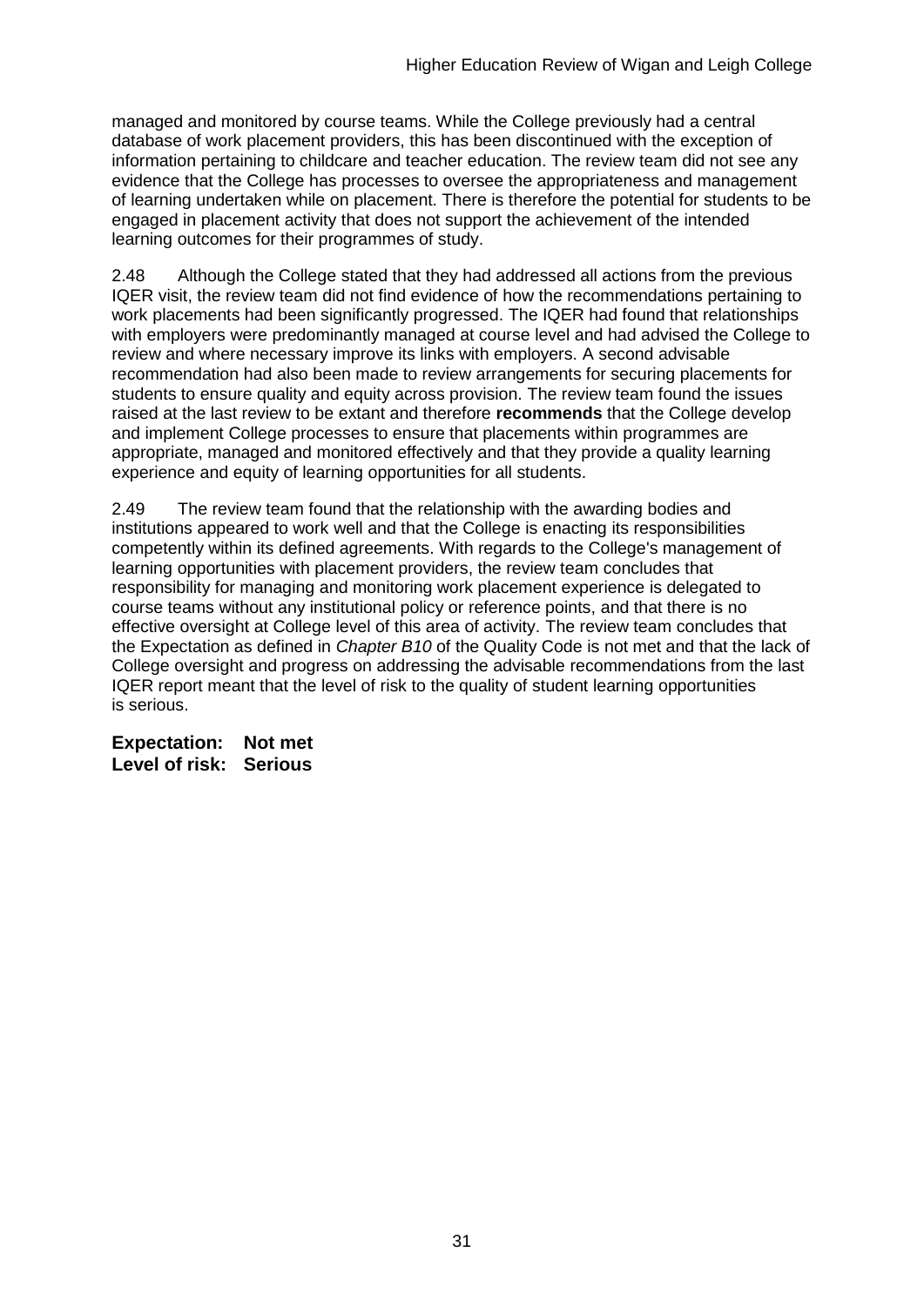managed and monitored by course teams. While the College previously had a central database of work placement providers, this has been discontinued with the exception of information pertaining to childcare and teacher education. The review team did not see any evidence that the College has processes to oversee the appropriateness and management of learning undertaken while on placement. There is therefore the potential for students to be engaged in placement activity that does not support the achievement of the intended learning outcomes for their programmes of study.

2.48 Although the College stated that they had addressed all actions from the previous IQER visit, the review team did not find evidence of how the recommendations pertaining to work placements had been significantly progressed. The IQER had found that relationships with employers were predominantly managed at course level and had advised the College to review and where necessary improve its links with employers. A second advisable recommendation had also been made to review arrangements for securing placements for students to ensure quality and equity across provision. The review team found the issues raised at the last review to be extant and therefore **recommends** that the College develop and implement College processes to ensure that placements within programmes are appropriate, managed and monitored effectively and that they provide a quality learning experience and equity of learning opportunities for all students.

2.49 The review team found that the relationship with the awarding bodies and institutions appeared to work well and that the College is enacting its responsibilities competently within its defined agreements. With regards to the College's management of learning opportunities with placement providers, the review team concludes that responsibility for managing and monitoring work placement experience is delegated to course teams without any institutional policy or reference points, and that there is no effective oversight at College level of this area of activity. The review team concludes that the Expectation as defined in *Chapter B10* of the Quality Code is not met and that the lack of College oversight and progress on addressing the advisable recommendations from the last IQER report meant that the level of risk to the quality of student learning opportunities is serious.

**Expectation: Not met**
**Level of risk: Serious**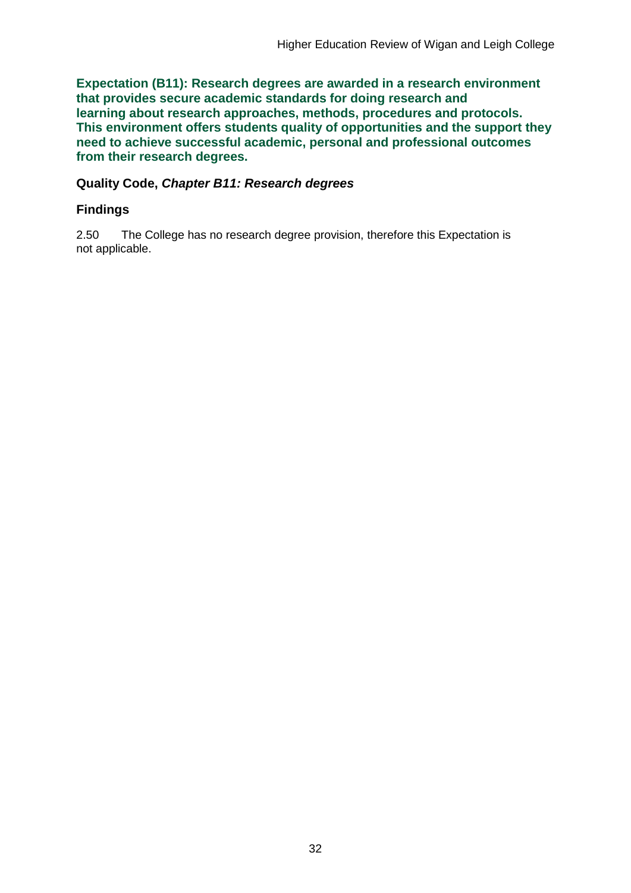**Expectation (B11): Research degrees are awarded in a research environment that provides secure academic standards for doing research and learning about research approaches, methods, procedures and protocols. This environment offers students quality of opportunities and the support they need to achieve successful academic, personal and professional outcomes from their research degrees.**

### Quality Code, *Chapter B11: Research degrees*

### Findings

2.50 The College has no research degree provision, therefore this Expectation is not applicable.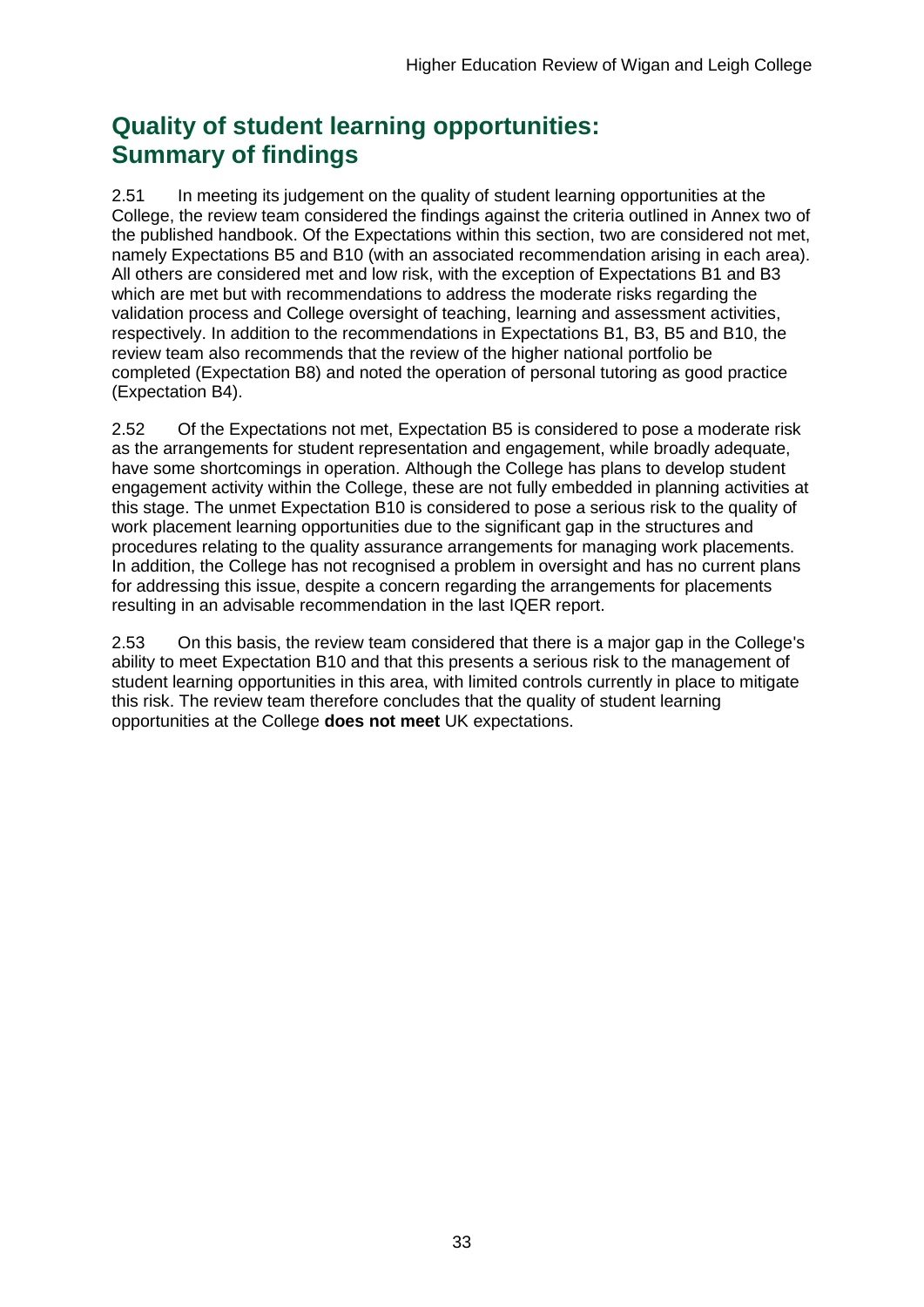## Quality of student learning opportunities: Summary of findings

2.51 In meeting its judgement on the quality of student learning opportunities at the College, the review team considered the findings against the criteria outlined in Annex two of the published handbook. Of the Expectations within this section, two are considered not met, namely Expectations B5 and B10 (with an associated recommendation arising in each area). All others are considered met and low risk, with the exception of Expectations B1 and B3 which are met but with recommendations to address the moderate risks regarding the validation process and College oversight of teaching, learning and assessment activities, respectively. In addition to the recommendations in Expectations B1, B3, B5 and B10, the review team also recommends that the review of the higher national portfolio be completed (Expectation B8) and noted the operation of personal tutoring as good practice (Expectation B4).

2.52 Of the Expectations not met, Expectation B5 is considered to pose a moderate risk as the arrangements for student representation and engagement, while broadly adequate, have some shortcomings in operation. Although the College has plans to develop student engagement activity within the College, these are not fully embedded in planning activities at this stage. The unmet Expectation B10 is considered to pose a serious risk to the quality of work placement learning opportunities due to the significant gap in the structures and procedures relating to the quality assurance arrangements for managing work placements. In addition, the College has not recognised a problem in oversight and has no current plans for addressing this issue, despite a concern regarding the arrangements for placements resulting in an advisable recommendation in the last IQER report.

2.53 On this basis, the review team considered that there is a major gap in the College's ability to meet Expectation B10 and that this presents a serious risk to the management of student learning opportunities in this area, with limited controls currently in place to mitigate this risk. The review team therefore concludes that the quality of student learning opportunities at the College **does not meet** UK expectations.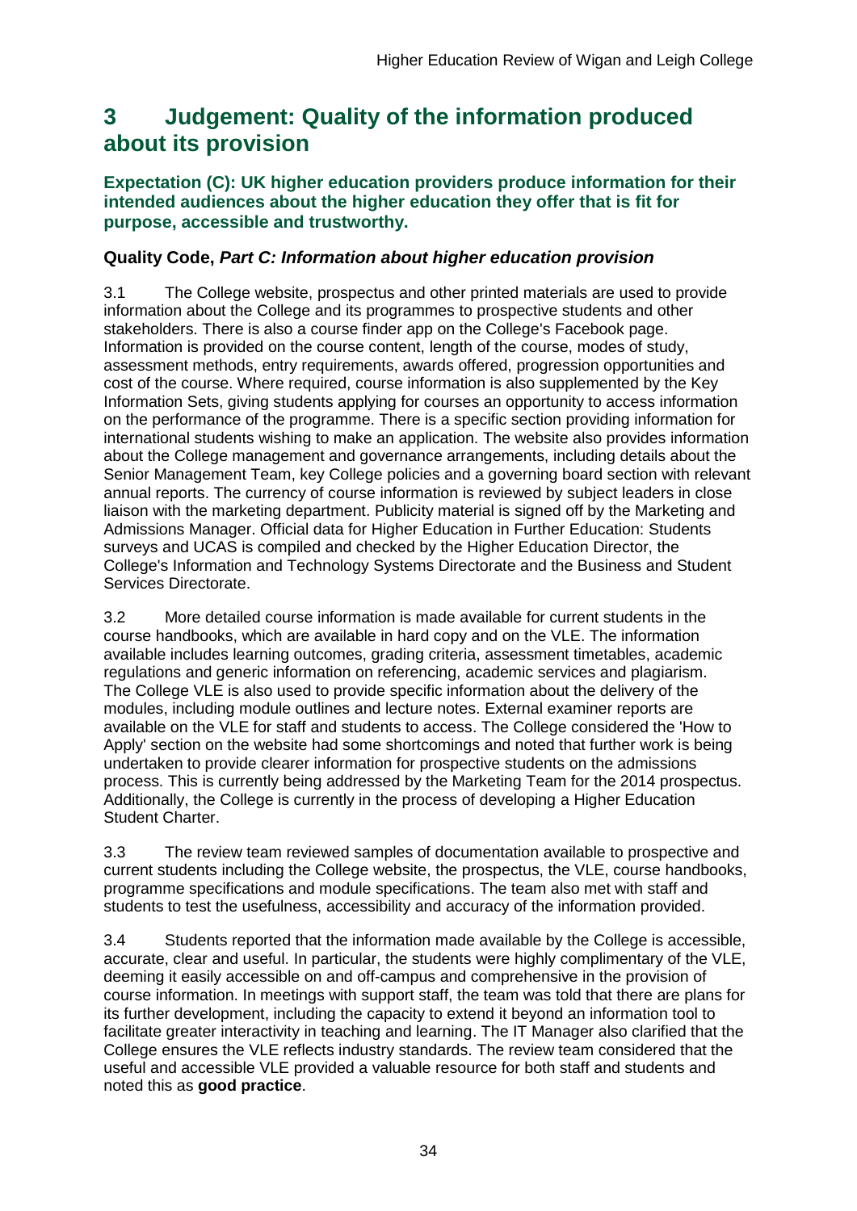## 3 Judgement: Quality of the information produced about its provision

**Expectation (C): UK higher education providers produce information for their intended audiences about the higher education they offer that is fit for purpose, accessible and trustworthy.**

### Quality Code, *Part C: Information about higher education provision*

3.1 The College website, prospectus and other printed materials are used to provide information about the College and its programmes to prospective students and other stakeholders. There is also a course finder app on the College's Facebook page. Information is provided on the course content, length of the course, modes of study, assessment methods, entry requirements, awards offered, progression opportunities and cost of the course. Where required, course information is also supplemented by the Key Information Sets, giving students applying for courses an opportunity to access information on the performance of the programme. There is a specific section providing information for international students wishing to make an application. The website also provides information about the College management and governance arrangements, including details about the Senior Management Team, key College policies and a governing board section with relevant annual reports. The currency of course information is reviewed by subject leaders in close liaison with the marketing department. Publicity material is signed off by the Marketing and Admissions Manager. Official data for Higher Education in Further Education: Students surveys and UCAS is compiled and checked by the Higher Education Director, the College's Information and Technology Systems Directorate and the Business and Student Services Directorate.

3.2 More detailed course information is made available for current students in the course handbooks, which are available in hard copy and on the VLE. The information available includes learning outcomes, grading criteria, assessment timetables, academic regulations and generic information on referencing, academic services and plagiarism. The College VLE is also used to provide specific information about the delivery of the modules, including module outlines and lecture notes. External examiner reports are available on the VLE for staff and students to access. The College considered the 'How to Apply' section on the website had some shortcomings and noted that further work is being undertaken to provide clearer information for prospective students on the admissions process. This is currently being addressed by the Marketing Team for the 2014 prospectus. Additionally, the College is currently in the process of developing a Higher Education Student Charter.

3.3 The review team reviewed samples of documentation available to prospective and current students including the College website, the prospectus, the VLE, course handbooks, programme specifications and module specifications. The team also met with staff and students to test the usefulness, accessibility and accuracy of the information provided.

3.4 Students reported that the information made available by the College is accessible, accurate, clear and useful. In particular, the students were highly complimentary of the VLE, deeming it easily accessible on and off-campus and comprehensive in the provision of course information. In meetings with support staff, the team was told that there are plans for its further development, including the capacity to extend it beyond an information tool to facilitate greater interactivity in teaching and learning. The IT Manager also clarified that the College ensures the VLE reflects industry standards. The review team considered that the useful and accessible VLE provided a valuable resource for both staff and students and noted this as **good practice**.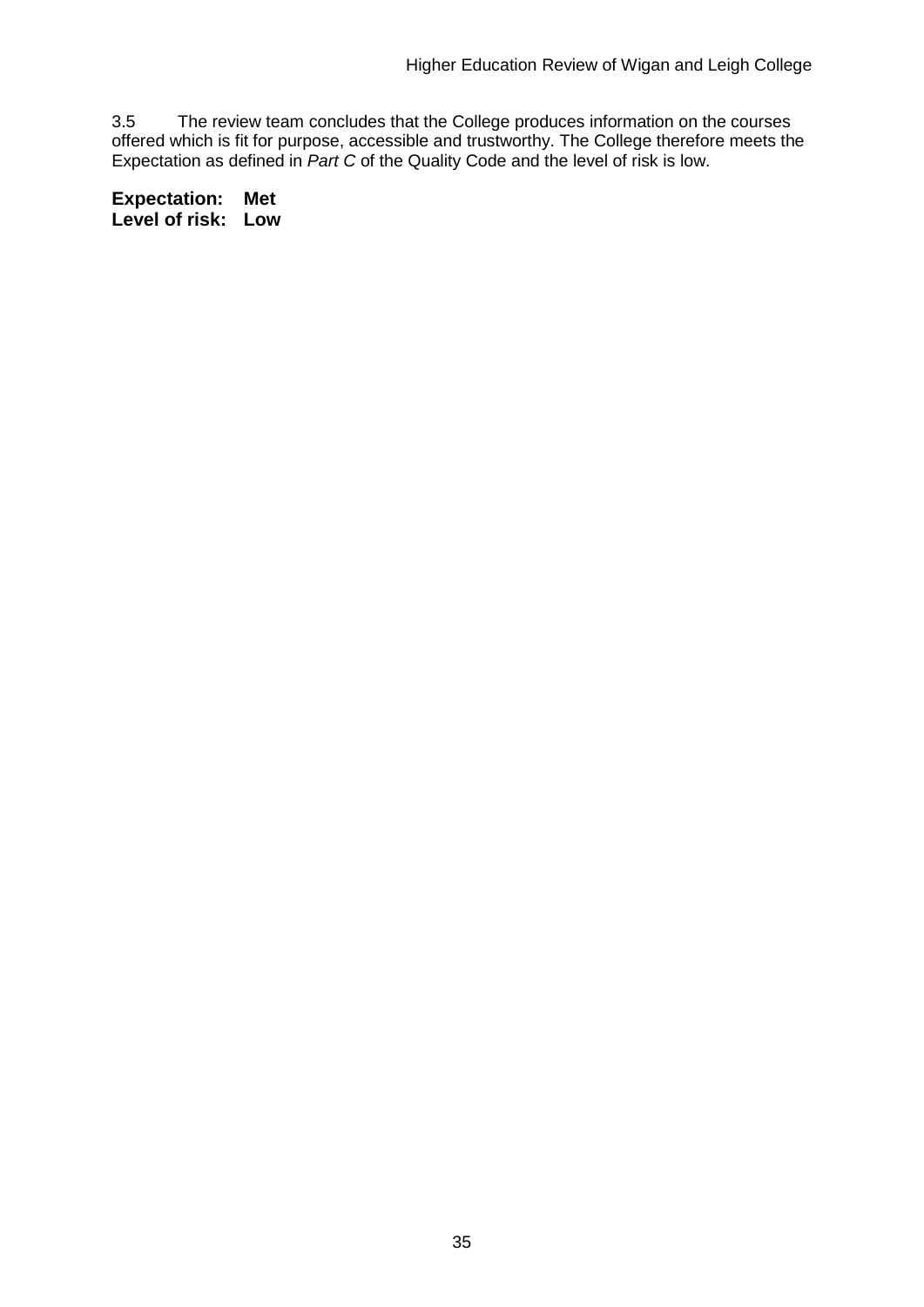3.5 The review team concludes that the College produces information on the courses offered which is fit for purpose, accessible and trustworthy. The College therefore meets the Expectation as defined in *Part C* of the Quality Code and the level of risk is low.

**Expectation: Met**
**Level of risk: Low**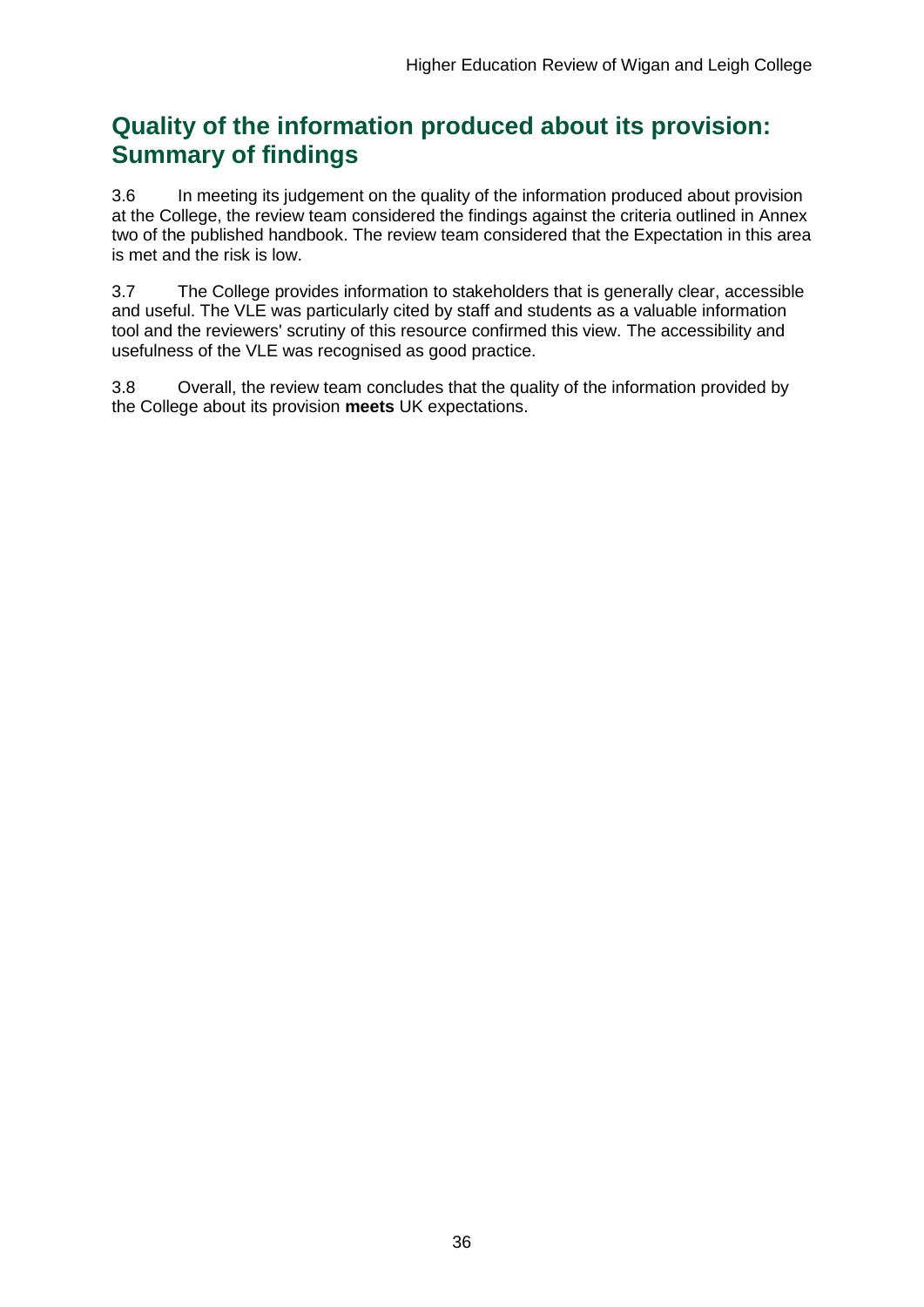## Quality of the information produced about its provision: Summary of findings

3.6 In meeting its judgement on the quality of the information produced about provision at the College, the review team considered the findings against the criteria outlined in Annex two of the published handbook. The review team considered that the Expectation in this area is met and the risk is low.

3.7 The College provides information to stakeholders that is generally clear, accessible and useful. The VLE was particularly cited by staff and students as a valuable information tool and the reviewers' scrutiny of this resource confirmed this view. The accessibility and usefulness of the VLE was recognised as good practice.

3.8 Overall, the review team concludes that the quality of the information provided by the College about its provision **meets** UK expectations.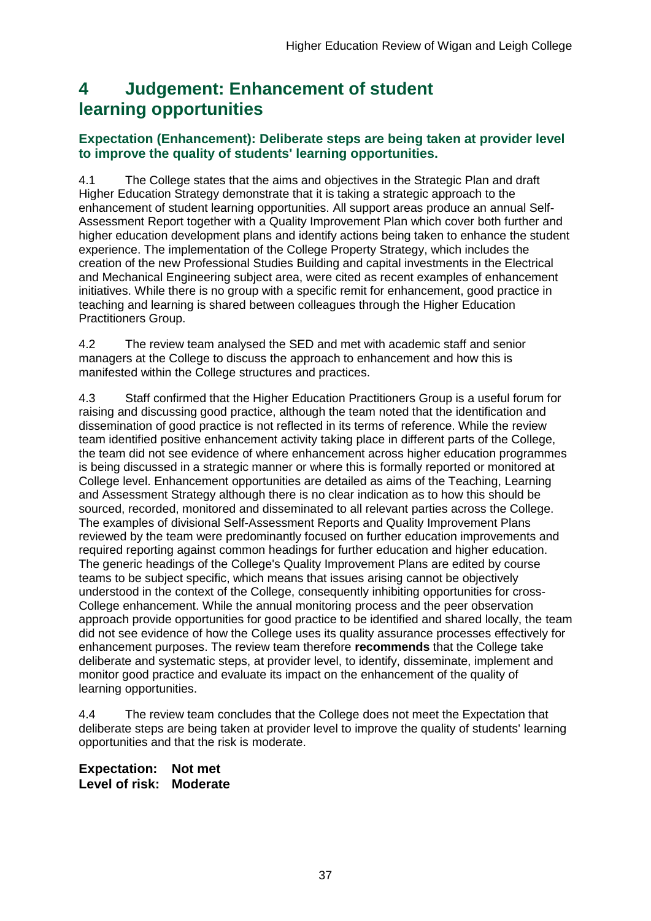# 4 Judgement: Enhancement of student learning opportunities

### Expectation (Enhancement): Deliberate steps are being taken at provider level to improve the quality of students' learning opportunities.

4.1 The College states that the aims and objectives in the Strategic Plan and draft Higher Education Strategy demonstrate that it is taking a strategic approach to the enhancement of student learning opportunities. All support areas produce an annual Self-Assessment Report together with a Quality Improvement Plan which cover both further and higher education development plans and identify actions being taken to enhance the student experience. The implementation of the College Property Strategy, which includes the creation of the new Professional Studies Building and capital investments in the Electrical and Mechanical Engineering subject area, were cited as recent examples of enhancement initiatives. While there is no group with a specific remit for enhancement, good practice in teaching and learning is shared between colleagues through the Higher Education Practitioners Group.

4.2 The review team analysed the SED and met with academic staff and senior managers at the College to discuss the approach to enhancement and how this is manifested within the College structures and practices.

4.3 Staff confirmed that the Higher Education Practitioners Group is a useful forum for raising and discussing good practice, although the team noted that the identification and dissemination of good practice is not reflected in its terms of reference. While the review team identified positive enhancement activity taking place in different parts of the College, the team did not see evidence of where enhancement across higher education programmes is being discussed in a strategic manner or where this is formally reported or monitored at College level. Enhancement opportunities are detailed as aims of the Teaching, Learning and Assessment Strategy although there is no clear indication as to how this should be sourced, recorded, monitored and disseminated to all relevant parties across the College. The examples of divisional Self-Assessment Reports and Quality Improvement Plans reviewed by the team were predominantly focused on further education improvements and required reporting against common headings for further education and higher education. The generic headings of the College's Quality Improvement Plans are edited by course teams to be subject specific, which means that issues arising cannot be objectively understood in the context of the College, consequently inhibiting opportunities for cross-College enhancement. While the annual monitoring process and the peer observation approach provide opportunities for good practice to be identified and shared locally, the team did not see evidence of how the College uses its quality assurance processes effectively for enhancement purposes. The review team therefore **recommends** that the College take deliberate and systematic steps, at provider level, to identify, disseminate, implement and monitor good practice and evaluate its impact on the enhancement of the quality of learning opportunities.

4.4 The review team concludes that the College does not meet the Expectation that deliberate steps are being taken at provider level to improve the quality of students' learning opportunities and that the risk is moderate.

**Expectation: Not met**
**Level of risk: Moderate**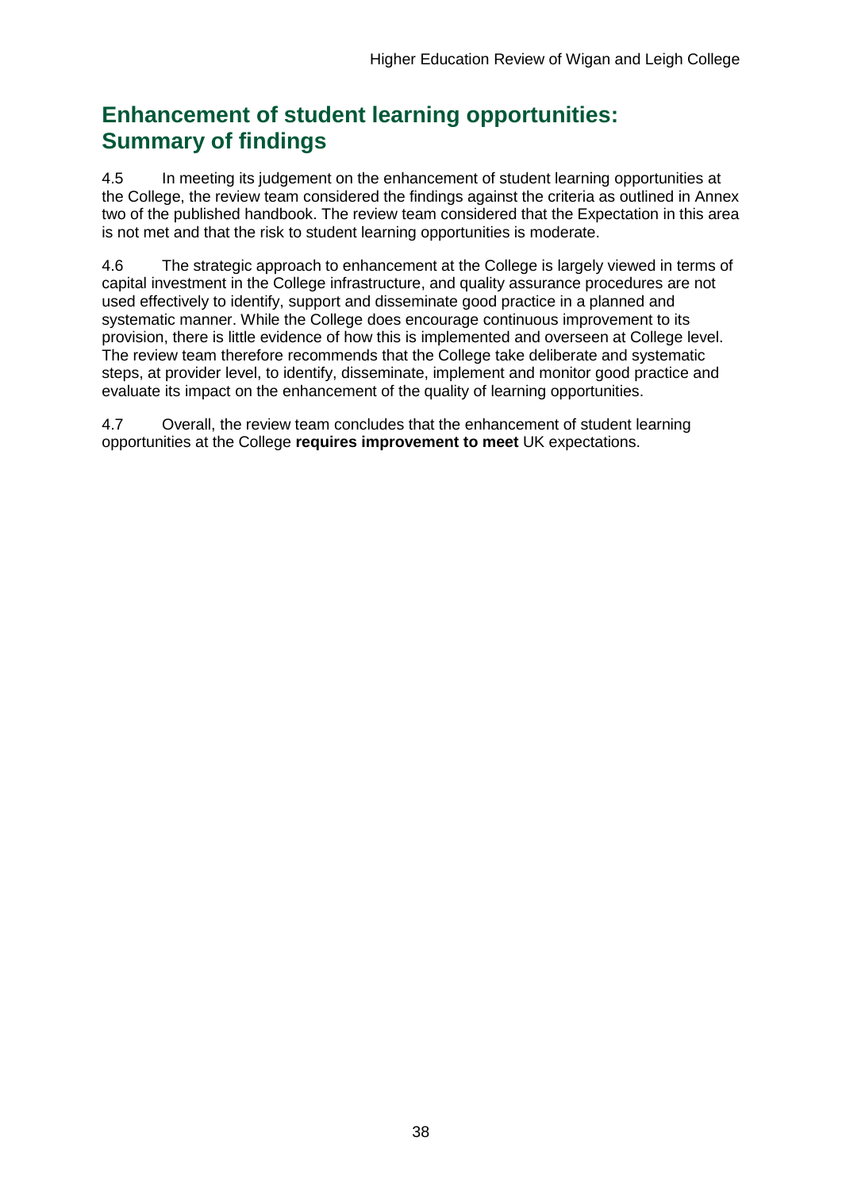## Enhancement of student learning opportunities: Summary of findings

4.5 In meeting its judgement on the enhancement of student learning opportunities at the College, the review team considered the findings against the criteria as outlined in Annex two of the published handbook. The review team considered that the Expectation in this area is not met and that the risk to student learning opportunities is moderate.

4.6 The strategic approach to enhancement at the College is largely viewed in terms of capital investment in the College infrastructure, and quality assurance procedures are not used effectively to identify, support and disseminate good practice in a planned and systematic manner. While the College does encourage continuous improvement to its provision, there is little evidence of how this is implemented and overseen at College level. The review team therefore recommends that the College take deliberate and systematic steps, at provider level, to identify, disseminate, implement and monitor good practice and evaluate its impact on the enhancement of the quality of learning opportunities.

4.7 Overall, the review team concludes that the enhancement of student learning opportunities at the College **requires improvement to meet** UK expectations.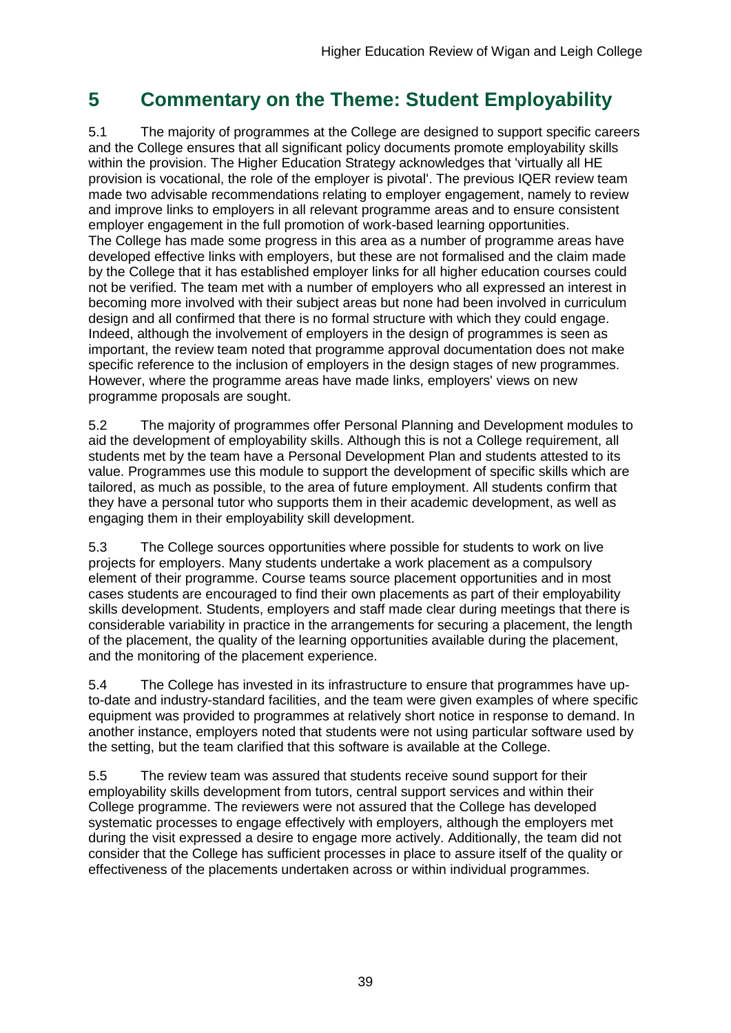## 5 Commentary on the Theme: Student Employability

5.1 The majority of programmes at the College are designed to support specific careers and the College ensures that all significant policy documents promote employability skills within the provision. The Higher Education Strategy acknowledges that 'virtually all HE provision is vocational, the role of the employer is pivotal'. The previous IQER review team made two advisable recommendations relating to employer engagement, namely to review and improve links to employers in all relevant programme areas and to ensure consistent employer engagement in the full promotion of work-based learning opportunities. The College has made some progress in this area as a number of programme areas have developed effective links with employers, but these are not formalised and the claim made by the College that it has established employer links for all higher education courses could not be verified. The team met with a number of employers who all expressed an interest in becoming more involved with their subject areas but none had been involved in curriculum design and all confirmed that there is no formal structure with which they could engage. Indeed, although the involvement of employers in the design of programmes is seen as important, the review team noted that programme approval documentation does not make specific reference to the inclusion of employers in the design stages of new programmes. However, where the programme areas have made links, employers' views on new programme proposals are sought.

5.2 The majority of programmes offer Personal Planning and Development modules to aid the development of employability skills. Although this is not a College requirement, all students met by the team have a Personal Development Plan and students attested to its value. Programmes use this module to support the development of specific skills which are tailored, as much as possible, to the area of future employment. All students confirm that they have a personal tutor who supports them in their academic development, as well as engaging them in their employability skill development.

5.3 The College sources opportunities where possible for students to work on live projects for employers. Many students undertake a work placement as a compulsory element of their programme. Course teams source placement opportunities and in most cases students are encouraged to find their own placements as part of their employability skills development. Students, employers and staff made clear during meetings that there is considerable variability in practice in the arrangements for securing a placement, the length of the placement, the quality of the learning opportunities available during the placement, and the monitoring of the placement experience.

5.4 The College has invested in its infrastructure to ensure that programmes have up-to-date and industry-standard facilities, and the team were given examples of where specific equipment was provided to programmes at relatively short notice in response to demand. In another instance, employers noted that students were not using particular software used by the setting, but the team clarified that this software is available at the College.

5.5 The review team was assured that students receive sound support for their employability skills development from tutors, central support services and within their College programme. The reviewers were not assured that the College has developed systematic processes to engage effectively with employers, although the employers met during the visit expressed a desire to engage more actively. Additionally, the team did not consider that the College has sufficient processes in place to assure itself of the quality or effectiveness of the placements undertaken across or within individual programmes.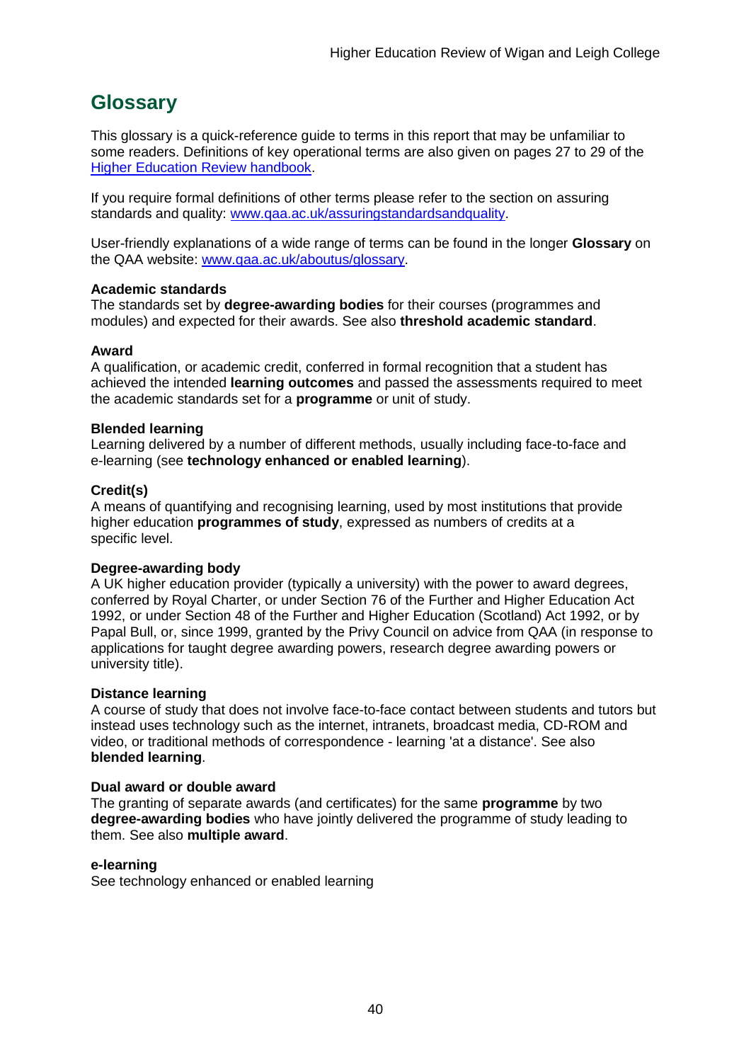# Glossary

This glossary is a quick-reference guide to terms in this report that may be unfamiliar to some readers. Definitions of key operational terms are also given on pages 27 to 29 of the [Higher Education Review handbook](Higher Education Review handbook).

If you require formal definitions of other terms please refer to the section on assuring standards and quality: [www.qaa.ac.uk/assuringstandardsandquality](www.qaa.ac.uk/assuringstandardsandquality).

User-friendly explanations of a wide range of terms can be found in the longer **Glossary** on the QAA website: [www.qaa.ac.uk/aboutus/glossary](www.qaa.ac.uk/aboutus/glossary).

**Academic standards**
The standards set by **degree-awarding bodies** for their courses (programmes and modules) and expected for their awards. See also **threshold academic standard**.

**Award**
A qualification, or academic credit, conferred in formal recognition that a student has achieved the intended **learning outcomes** and passed the assessments required to meet the academic standards set for a **programme** or unit of study.

**Blended learning**
Learning delivered by a number of different methods, usually including face-to-face and e-learning (see **technology enhanced or enabled learning**).

**Credit(s)**
A means of quantifying and recognising learning, used by most institutions that provide higher education **programmes of study**, expressed as numbers of credits at a specific level.

**Degree-awarding body**
A UK higher education provider (typically a university) with the power to award degrees, conferred by Royal Charter, or under Section 76 of the Further and Higher Education Act 1992, or under Section 48 of the Further and Higher Education (Scotland) Act 1992, or by Papal Bull, or, since 1999, granted by the Privy Council on advice from QAA (in response to applications for taught degree awarding powers, research degree awarding powers or university title).

**Distance learning**
A course of study that does not involve face-to-face contact between students and tutors but instead uses technology such as the internet, intranets, broadcast media, CD-ROM and video, or traditional methods of correspondence - learning 'at a distance'. See also **blended learning**.

**Dual award or double award**
The granting of separate awards (and certificates) for the same **programme** by two **degree-awarding bodies** who have jointly delivered the programme of study leading to them. See also **multiple award**.

**e-learning**
See technology enhanced or enabled learning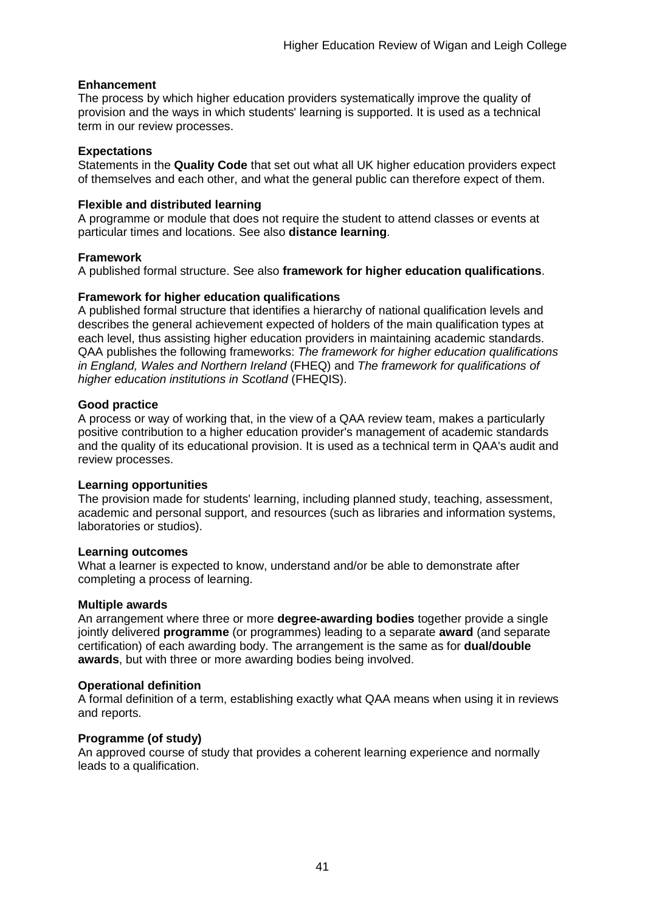**Enhancement**
The process by which higher education providers systematically improve the quality of provision and the ways in which students' learning is supported. It is used as a technical term in our review processes.

**Expectations**
Statements in the **Quality Code** that set out what all UK higher education providers expect of themselves and each other, and what the general public can therefore expect of them.

**Flexible and distributed learning**
A programme or module that does not require the student to attend classes or events at particular times and locations. See also **distance learning**.

**Framework**
A published formal structure. See also **framework for higher education qualifications**.

**Framework for higher education qualifications**
A published formal structure that identifies a hierarchy of national qualification levels and describes the general achievement expected of holders of the main qualification types at each level, thus assisting higher education providers in maintaining academic standards. QAA publishes the following frameworks: *The framework for higher education qualifications in England, Wales and Northern Ireland* (FHEQ) and *The framework for qualifications of higher education institutions in Scotland* (FHEQIS).

**Good practice**
A process or way of working that, in the view of a QAA review team, makes a particularly positive contribution to a higher education provider's management of academic standards and the quality of its educational provision. It is used as a technical term in QAA's audit and review processes.

**Learning opportunities**
The provision made for students' learning, including planned study, teaching, assessment, academic and personal support, and resources (such as libraries and information systems, laboratories or studios).

**Learning outcomes**
What a learner is expected to know, understand and/or be able to demonstrate after completing a process of learning.

**Multiple awards**
An arrangement where three or more **degree-awarding bodies** together provide a single jointly delivered **programme** (or programmes) leading to a separate **award** (and separate certification) of each awarding body. The arrangement is the same as for **dual/double awards**, but with three or more awarding bodies being involved.

**Operational definition**
A formal definition of a term, establishing exactly what QAA means when using it in reviews and reports.

**Programme (of study)**
An approved course of study that provides a coherent learning experience and normally leads to a qualification.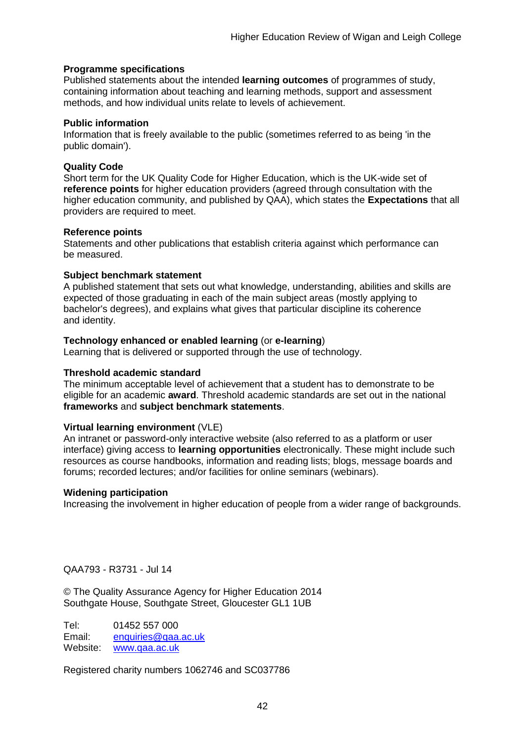**Programme specifications**
Published statements about the intended **learning outcomes** of programmes of study, containing information about teaching and learning methods, support and assessment methods, and how individual units relate to levels of achievement.

**Public information**
Information that is freely available to the public (sometimes referred to as being 'in the public domain').

**Quality Code**
Short term for the UK Quality Code for Higher Education, which is the UK-wide set of **reference points** for higher education providers (agreed through consultation with the higher education community, and published by QAA), which states the **Expectations** that all providers are required to meet.

**Reference points**
Statements and other publications that establish criteria against which performance can be measured.

**Subject benchmark statement**
A published statement that sets out what knowledge, understanding, abilities and skills are expected of those graduating in each of the main subject areas (mostly applying to bachelor's degrees), and explains what gives that particular discipline its coherence and identity.

**Technology enhanced or enabled learning** (or **e-learning**)
Learning that is delivered or supported through the use of technology.

**Threshold academic standard**
The minimum acceptable level of achievement that a student has to demonstrate to be eligible for an academic **award**. Threshold academic standards are set out in the national **frameworks** and **subject benchmark statements**.

**Virtual learning environment** (VLE)
An intranet or password-only interactive website (also referred to as a platform or user interface) giving access to **learning opportunities** electronically. These might include such resources as course handbooks, information and reading lists; blogs, message boards and forums; recorded lectures; and/or facilities for online seminars (webinars).

**Widening participation**
Increasing the involvement in higher education of people from a wider range of backgrounds.

QAA793 - R3731 - Jul 14

© The Quality Assurance Agency for Higher Education 2014
Southgate House, Southgate Street, Gloucester GL1 1UB

Tel: 01452 557 000
Email: enquiries@qaa.ac.uk
Website: www.qaa.ac.uk

Registered charity numbers 1062746 and SC037786